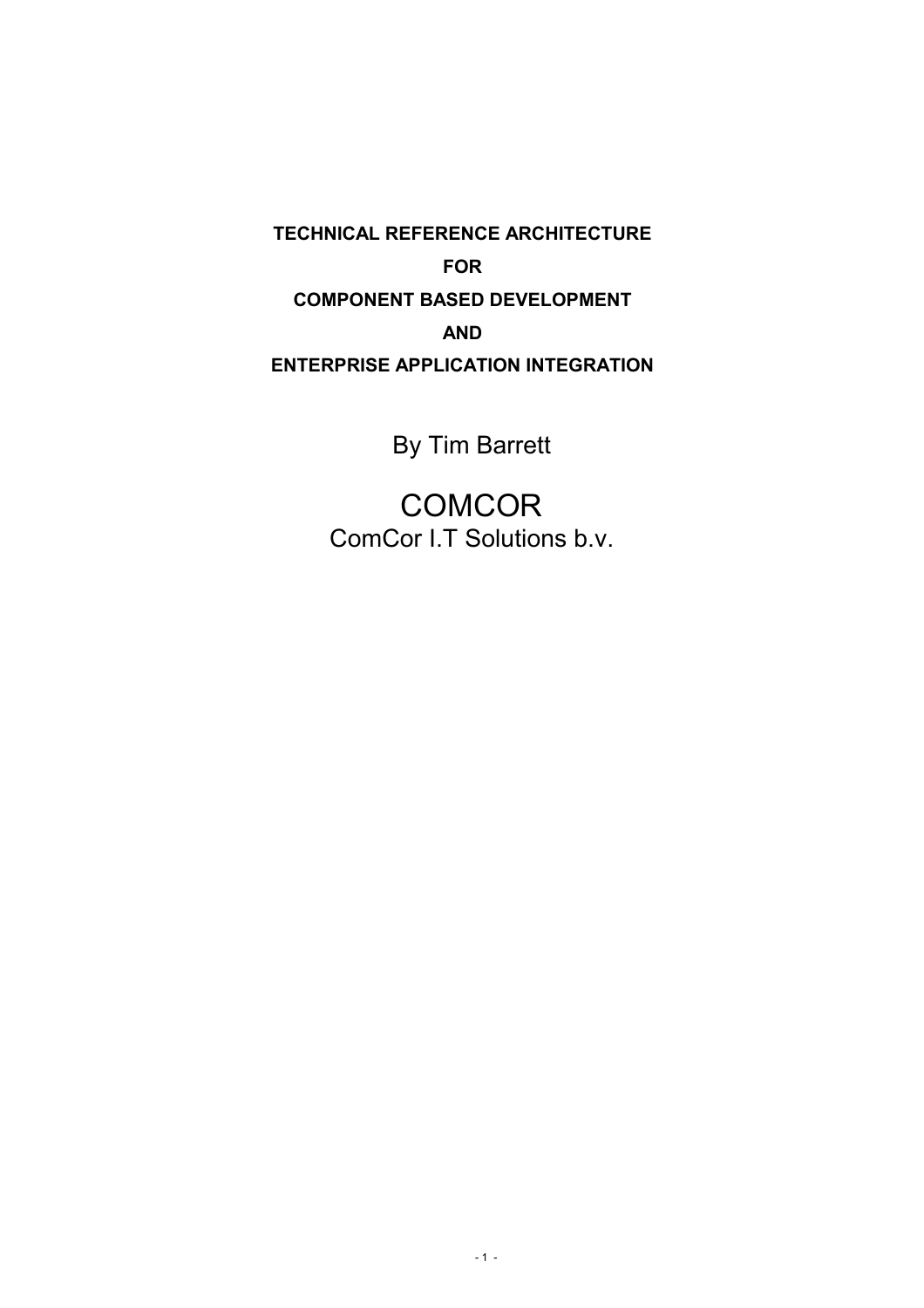# TECHNICAL REFERENCE ARCHITECTURE

# FOR

# COMPONENT BASED DEVELOPMENT

# AND

# ENTERPRISE APPLICATION INTEGRATION

By Tim Barrett

COMCOR

ComCor I.T Solutions b.v.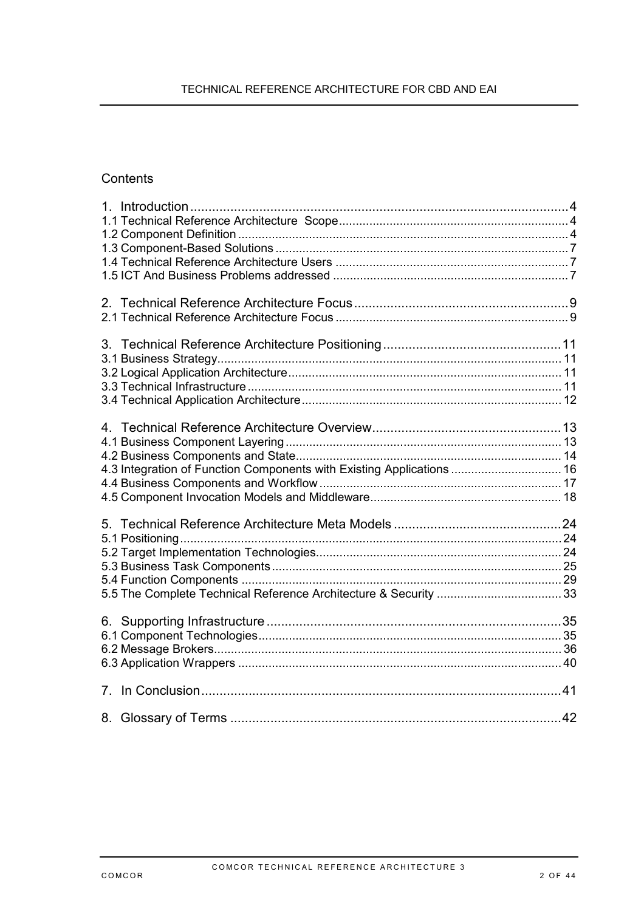## Contents

1. Introduction ... 4
   - 1.1 Technical Reference Architecture Scope ... 4
   - 1.2 Component Definition ... 4
   - 1.3 Component-Based Solutions ... 7
   - 1.4 Technical Reference Architecture Users ... 7
   - 1.5 ICT And Business Problems addressed ... 7
2. Technical Reference Architecture Focus ... 9
   - 2.1 Technical Reference Architecture Focus ... 9
3. Technical Reference Architecture Positioning ... 11
   - 3.1 Business Strategy ... 11
   - 3.2 Logical Application Architecture ... 11
   - 3.3 Technical Infrastructure ... 11
   - 3.4 Technical Application Architecture ... 12
4. Technical Reference Architecture Overview ... 13
   - 4.1 Business Component Layering ... 13
   - 4.2 Business Components and State ... 14
   - 4.3 Integration of Function Components with Existing Applications ... 16
   - 4.4 Business Components and Workflow ... 17
   - 4.5 Component Invocation Models and Middleware ... 18
5. Technical Reference Architecture Meta Models ... 24
   - 5.1 Positioning ... 24
   - 5.2 Target Implementation Technologies ... 24
   - 5.3 Business Task Components ... 25
   - 5.4 Function Components ... 29
   - 5.5 The Complete Technical Reference Architecture & Security ... 33
6. Supporting Infrastructure ... 35
   - 6.1 Component Technologies ... 35
   - 6.2 Message Brokers ... 36
   - 6.3 Application Wrappers ... 40
7. In Conclusion ... 41
8. Glossary of Terms ... 42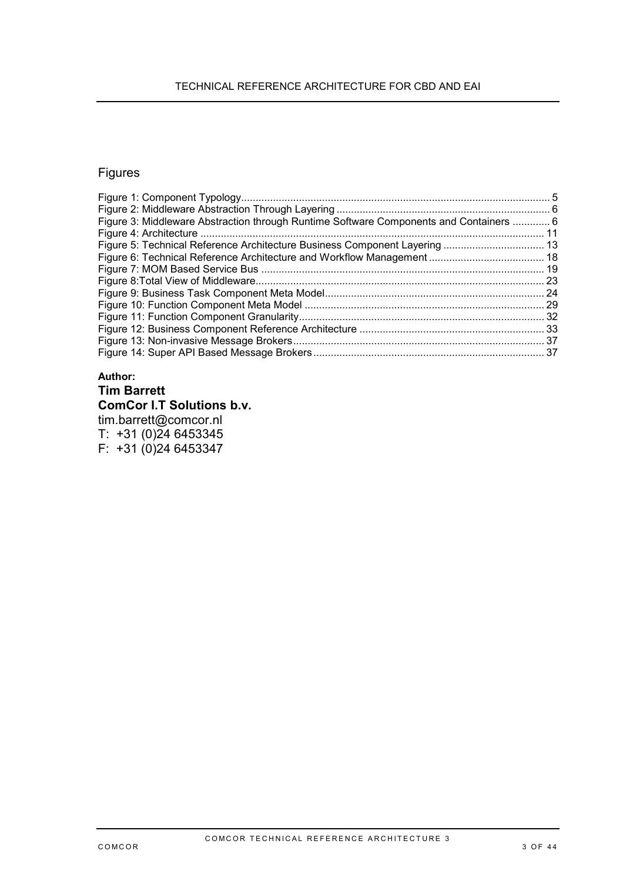## Figures

Figure 1: Component Typology ... 5
Figure 2: Middleware Abstraction Through Layering ... 6
Figure 3: Middleware Abstraction through Runtime Software Components and Containers ... 6
Figure 4: Architecture ... 11
Figure 5: Technical Reference Architecture Business Component Layering ... 13
Figure 6: Technical Reference Architecture and Workflow Management ... 18
Figure 7: MOM Based Service Bus ... 19
Figure 8:Total View of Middleware ... 23
Figure 9: Business Task Component Meta Model ... 24
Figure 10: Function Component Meta Model ... 29
Figure 11: Function Component Granularity ... 32
Figure 12: Business Component Reference Architecture ... 33
Figure 13: Non-invasive Message Brokers ... 37
Figure 14: Super API Based Message Brokers ... 37

**Author:**

**Tim Barrett**

**ComCor I.T Solutions b.v.**

tim.barrett@comcor.nl

T: +31 (0)24 6453345

F: +31 (0)24 6453347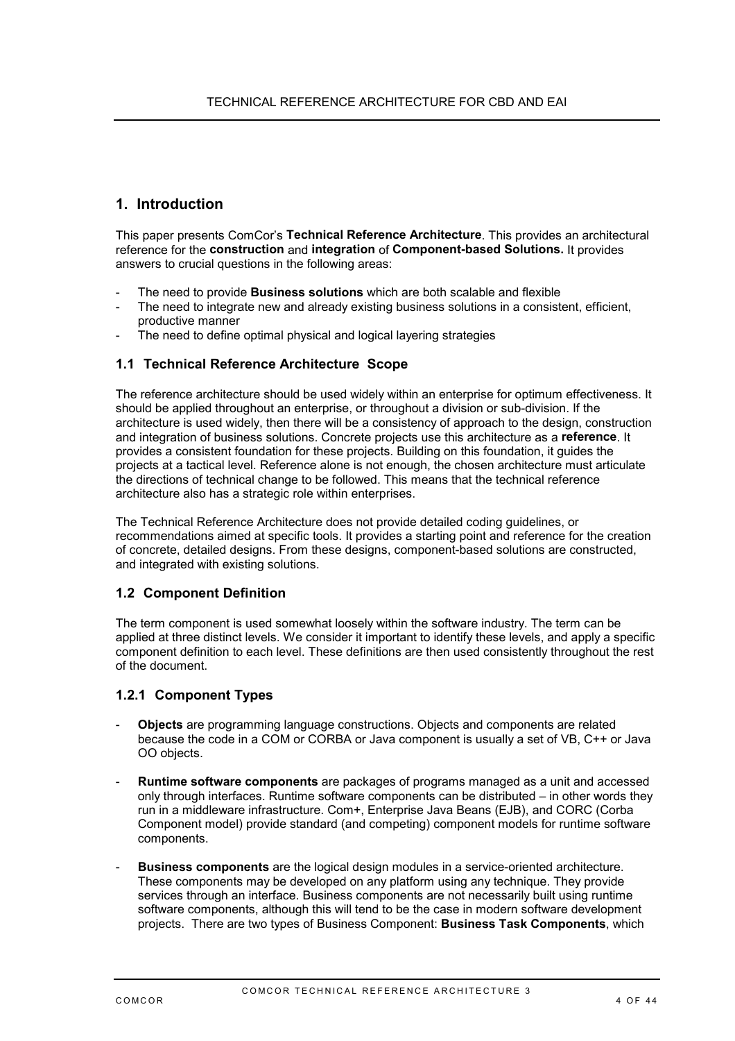# 1. Introduction

This paper presents ComCor's **Technical Reference Architecture**. This provides an architectural reference for the **construction** and **integration** of **Component-based Solutions.** It provides answers to crucial questions in the following areas:

- The need to provide **Business solutions** which are both scalable and flexible
- The need to integrate new and already existing business solutions in a consistent, efficient, productive manner
- The need to define optimal physical and logical layering strategies

## 1.1 Technical Reference Architecture Scope

The reference architecture should be used widely within an enterprise for optimum effectiveness. It should be applied throughout an enterprise, or throughout a division or sub-division. If the architecture is used widely, then there will be a consistency of approach to the design, construction and integration of business solutions. Concrete projects use this architecture as a **reference**. It provides a consistent foundation for these projects. Building on this foundation, it guides the projects at a tactical level. Reference alone is not enough, the chosen architecture must articulate the directions of technical change to be followed. This means that the technical reference architecture also has a strategic role within enterprises.

The Technical Reference Architecture does not provide detailed coding guidelines, or recommendations aimed at specific tools. It provides a starting point and reference for the creation of concrete, detailed designs. From these designs, component-based solutions are constructed, and integrated with existing solutions.

## 1.2 Component Definition

The term component is used somewhat loosely within the software industry. The term can be applied at three distinct levels. We consider it important to identify these levels, and apply a specific component definition to each level. These definitions are then used consistently throughout the rest of the document.

### 1.2.1 Component Types

- **Objects** are programming language constructions. Objects and components are related because the code in a COM or CORBA or Java component is usually a set of VB, C++ or Java OO objects.

- **Runtime software components** are packages of programs managed as a unit and accessed only through interfaces. Runtime software components can be distributed – in other words they run in a middleware infrastructure. Com+, Enterprise Java Beans (EJB), and CORC (Corba Component model) provide standard (and competing) component models for runtime software components.

- **Business components** are the logical design modules in a service-oriented architecture. These components may be developed on any platform using any technique. They provide services through an interface. Business components are not necessarily built using runtime software components, although this will tend to be the case in modern software development projects. There are two types of Business Component: **Business Task Components**, which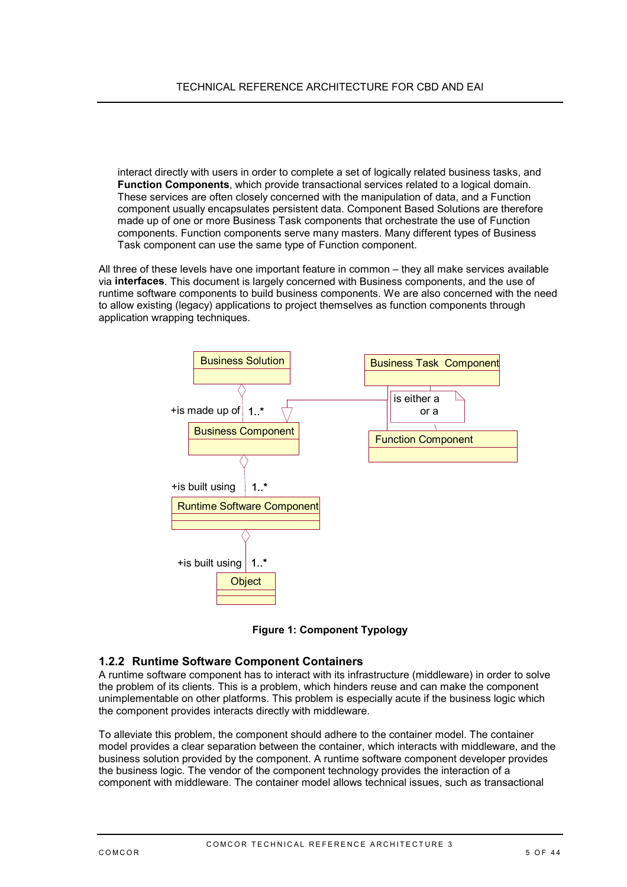interact directly with users in order to complete a set of logically related business tasks, and **Function Components**, which provide transactional services related to a logical domain. These services are often closely concerned with the manipulation of data, and a Function component usually encapsulates persistent data. Component Based Solutions are therefore made up of one or more Business Task components that orchestrate the use of Function components. Function components serve many masters. Many different types of Business Task component can use the same type of Function component.

All three of these levels have one important feature in common – they all make services available via **interfaces**. This document is largely concerned with Business components, and the use of runtime software components to build business components. We are also concerned with the need to allow existing (legacy) applications to project themselves as function components through application wrapping techniques.

**Figure 1: Component Typology**

### 1.2.2 Runtime Software Component Containers

A runtime software component has to interact with its infrastructure (middleware) in order to solve the problem of its clients. This is a problem, which hinders reuse and can make the component unimplementable on other platforms. This problem is especially acute if the business logic which the component provides interacts directly with middleware.

To alleviate this problem, the component should adhere to the container model. The container model provides a clear separation between the container, which interacts with middleware, and the business solution provided by the component. A runtime software component developer provides the business logic. The vendor of the component technology provides the interaction of a component with middleware. The container model allows technical issues, such as transactional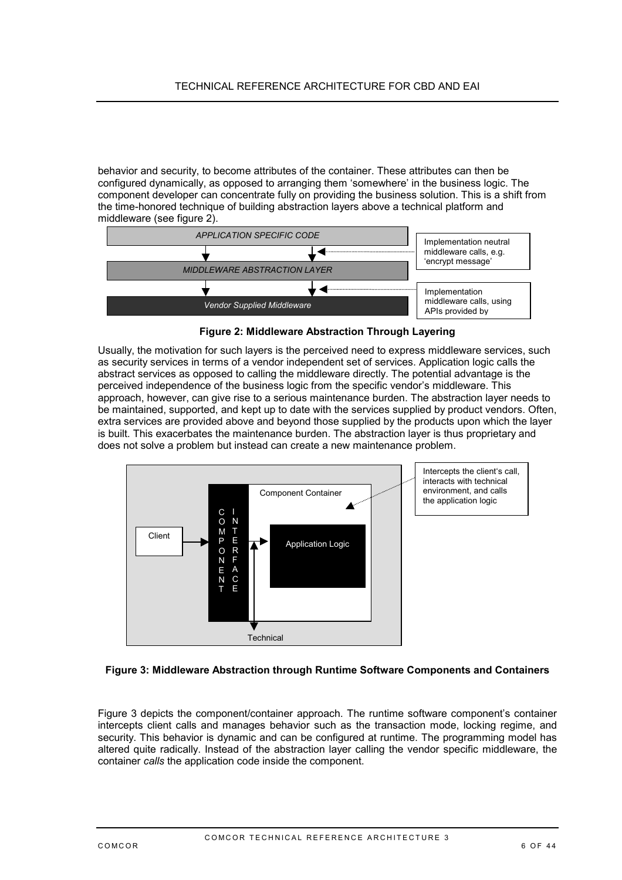behavior and security, to become attributes of the container. These attributes can then be configured dynamically, as opposed to arranging them 'somewhere' in the business logic. The component developer can concentrate fully on providing the business solution. This is a shift from the time-honored technique of building abstraction layers above a technical platform and middleware (see figure 2).

**Figure 2: Middleware Abstraction Through Layering**

Usually, the motivation for such layers is the perceived need to express middleware services, such as security services in terms of a vendor independent set of services. Application logic calls the abstract services as opposed to calling the middleware directly. The potential advantage is the perceived independence of the business logic from the specific vendor's middleware. This approach, however, can give rise to a serious maintenance burden. The abstraction layer needs to be maintained, supported, and kept up to date with the services supplied by product vendors. Often, extra services are provided above and beyond those supplied by the products upon which the layer is built. This exacerbates the maintenance burden. The abstraction layer is thus proprietary and does not solve a problem but instead can create a new maintenance problem.

**Figure 3: Middleware Abstraction through Runtime Software Components and Containers**

Figure 3 depicts the component/container approach. The runtime software component's container intercepts client calls and manages behavior such as the transaction mode, locking regime, and security. This behavior is dynamic and can be configured at runtime. The programming model has altered quite radically. Instead of the abstraction layer calling the vendor specific middleware, the container *calls* the application code inside the component.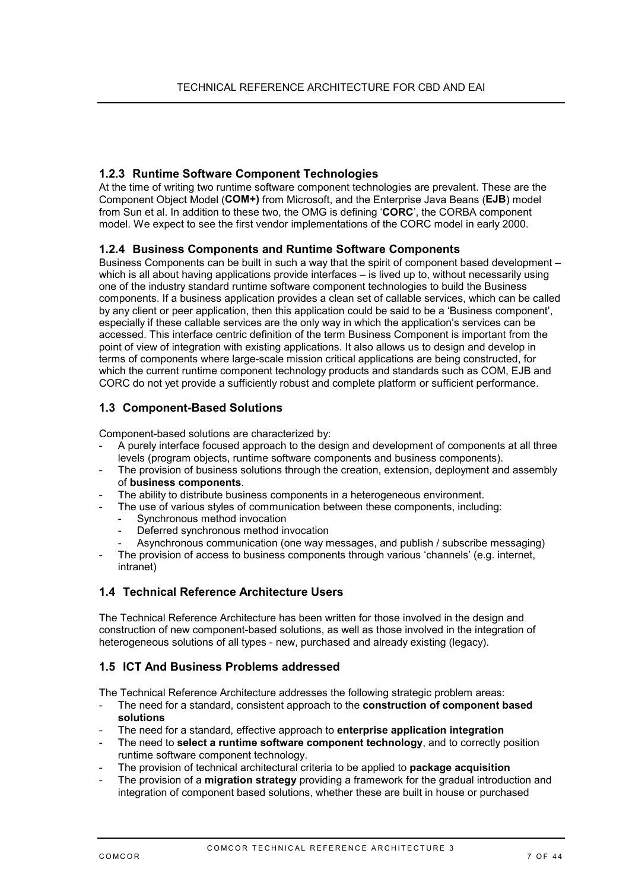### 1.2.3 Runtime Software Component Technologies

At the time of writing two runtime software component technologies are prevalent. These are the Component Object Model (**COM+)** from Microsoft, and the Enterprise Java Beans (**EJB**) model from Sun et al. In addition to these two, the OMG is defining '**CORC**', the CORBA component model. We expect to see the first vendor implementations of the CORC model in early 2000.

### 1.2.4 Business Components and Runtime Software Components

Business Components can be built in such a way that the spirit of component based development – which is all about having applications provide interfaces – is lived up to, without necessarily using one of the industry standard runtime software component technologies to build the Business components. If a business application provides a clean set of callable services, which can be called by any client or peer application, then this application could be said to be a 'Business component', especially if these callable services are the only way in which the application's services can be accessed. This interface centric definition of the term Business Component is important from the point of view of integration with existing applications. It also allows us to design and develop in terms of components where large-scale mission critical applications are being constructed, for which the current runtime component technology products and standards such as COM, EJB and CORC do not yet provide a sufficiently robust and complete platform or sufficient performance.

## 1.3 Component-Based Solutions

Component-based solutions are characterized by:

- A purely interface focused approach to the design and development of components at all three levels (program objects, runtime software components and business components).
- The provision of business solutions through the creation, extension, deployment and assembly of **business components**.
- The ability to distribute business components in a heterogeneous environment.
- The use of various styles of communication between these components, including:
  - Synchronous method invocation
  - Deferred synchronous method invocation
  - Asynchronous communication (one way messages, and publish / subscribe messaging)
- The provision of access to business components through various 'channels' (e.g. internet, intranet)

## 1.4 Technical Reference Architecture Users

The Technical Reference Architecture has been written for those involved in the design and construction of new component-based solutions, as well as those involved in the integration of heterogeneous solutions of all types - new, purchased and already existing (legacy).

## 1.5 ICT And Business Problems addressed

The Technical Reference Architecture addresses the following strategic problem areas:

- The need for a standard, consistent approach to the **construction of component based solutions**
- The need for a standard, effective approach to **enterprise application integration**
- The need to **select a runtime software component technology**, and to correctly position runtime software component technology.
- The provision of technical architectural criteria to be applied to **package acquisition**
- The provision of a **migration strategy** providing a framework for the gradual introduction and integration of component based solutions, whether these are built in house or purchased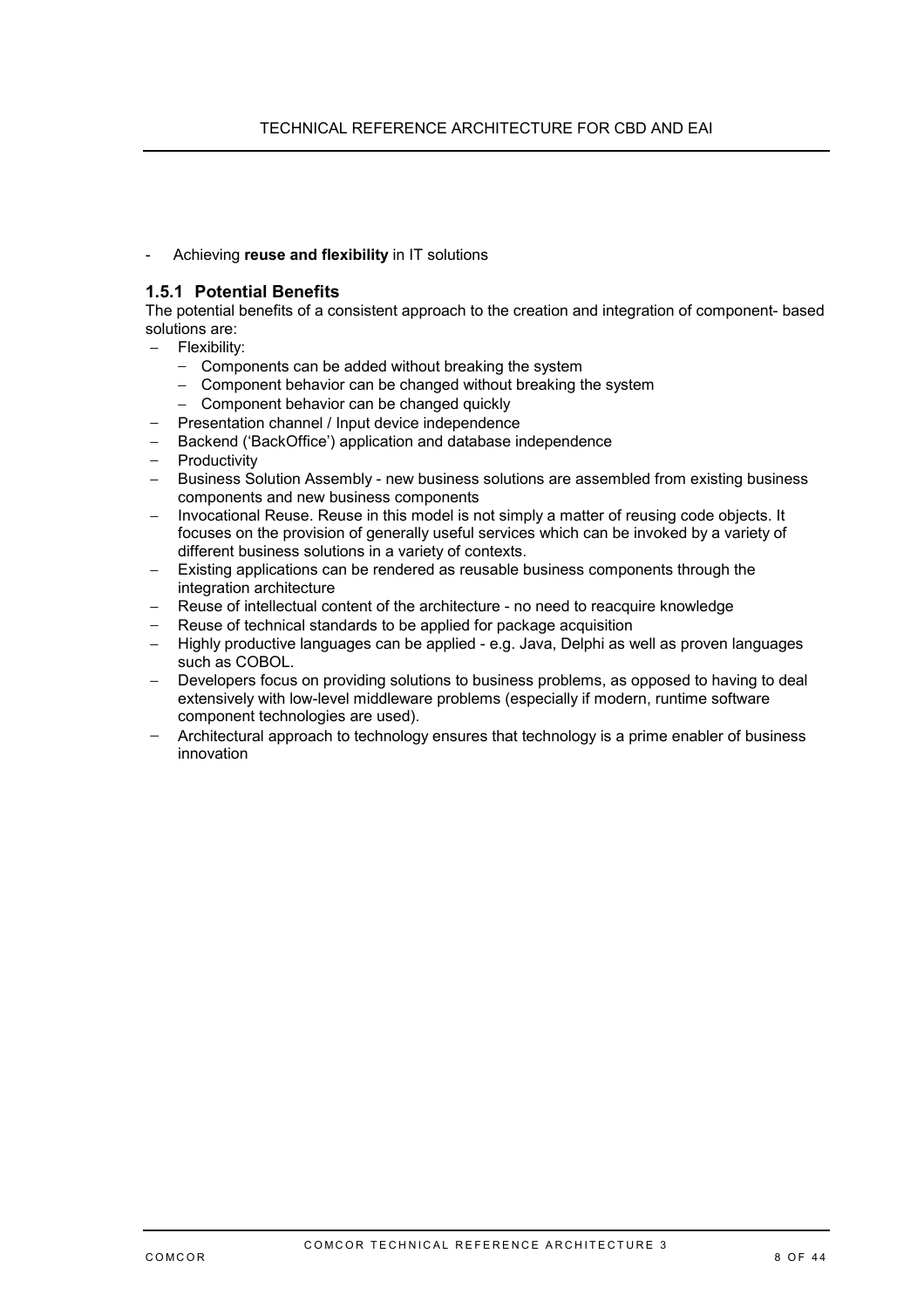- Achieving **reuse and flexibility** in IT solutions

### 1.5.1 Potential Benefits

The potential benefits of a consistent approach to the creation and integration of component- based solutions are:

- Flexibility:
  - Components can be added without breaking the system
  - Component behavior can be changed without breaking the system
  - Component behavior can be changed quickly
- Presentation channel / Input device independence
- Backend ('BackOffice') application and database independence
- Productivity
- Business Solution Assembly - new business solutions are assembled from existing business components and new business components
- Invocational Reuse. Reuse in this model is not simply a matter of reusing code objects. It focuses on the provision of generally useful services which can be invoked by a variety of different business solutions in a variety of contexts.
- Existing applications can be rendered as reusable business components through the integration architecture
- Reuse of intellectual content of the architecture - no need to reacquire knowledge
- Reuse of technical standards to be applied for package acquisition
- Highly productive languages can be applied - e.g. Java, Delphi as well as proven languages such as COBOL.
- Developers focus on providing solutions to business problems, as opposed to having to deal extensively with low-level middleware problems (especially if modern, runtime software component technologies are used).
- Architectural approach to technology ensures that technology is a prime enabler of business innovation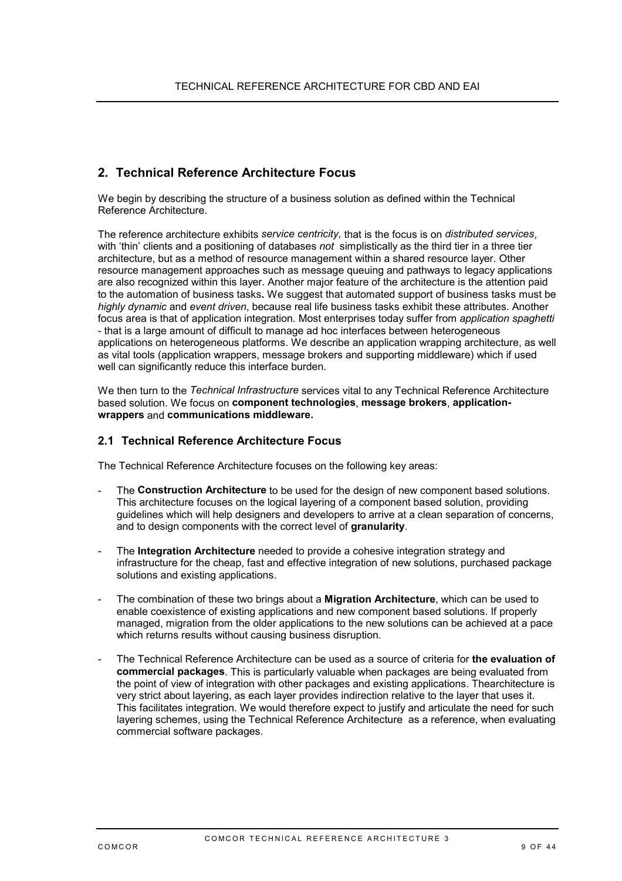## 2. Technical Reference Architecture Focus

We begin by describing the structure of a business solution as defined within the Technical Reference Architecture.

The reference architecture exhibits *service centricity,* that is the focus is on *distributed services*, with 'thin' clients and a positioning of databases *not* simplistically as the third tier in a three tier architecture, but as a method of resource management within a shared resource layer. Other resource management approaches such as message queuing and pathways to legacy applications are also recognized within this layer. Another major feature of the architecture is the attention paid to the automation of business tasks**.** We suggest that automated support of business tasks must be *highly dynamic* and *event driven*, because real life business tasks exhibit these attributes. Another focus area is that of application integration. Most enterprises today suffer from *application spaghetti* - that is a large amount of difficult to manage ad hoc interfaces between heterogeneous applications on heterogeneous platforms. We describe an application wrapping architecture, as well as vital tools (application wrappers, message brokers and supporting middleware) which if used well can significantly reduce this interface burden.

We then turn to the *Technical Infrastructure* services vital to any Technical Reference Architecture based solution. We focus on **component technologies**, **message brokers**, **application-wrappers** and **communications middleware.**

### 2.1 Technical Reference Architecture Focus

The Technical Reference Architecture focuses on the following key areas:

- The **Construction Architecture** to be used for the design of new component based solutions. This architecture focuses on the logical layering of a component based solution, providing guidelines which will help designers and developers to arrive at a clean separation of concerns, and to design components with the correct level of **granularity**.
- The **Integration Architecture** needed to provide a cohesive integration strategy and infrastructure for the cheap, fast and effective integration of new solutions, purchased package solutions and existing applications.
- The combination of these two brings about a **Migration Architecture**, which can be used to enable coexistence of existing applications and new component based solutions. If properly managed, migration from the older applications to the new solutions can be achieved at a pace which returns results without causing business disruption.
- The Technical Reference Architecture can be used as a source of criteria for **the evaluation of commercial packages**. This is particularly valuable when packages are being evaluated from the point of view of integration with other packages and existing applications. Thearchitecture is very strict about layering, as each layer provides indirection relative to the layer that uses it. This facilitates integration. We would therefore expect to justify and articulate the need for such layering schemes, using the Technical Reference Architecture as a reference, when evaluating commercial software packages.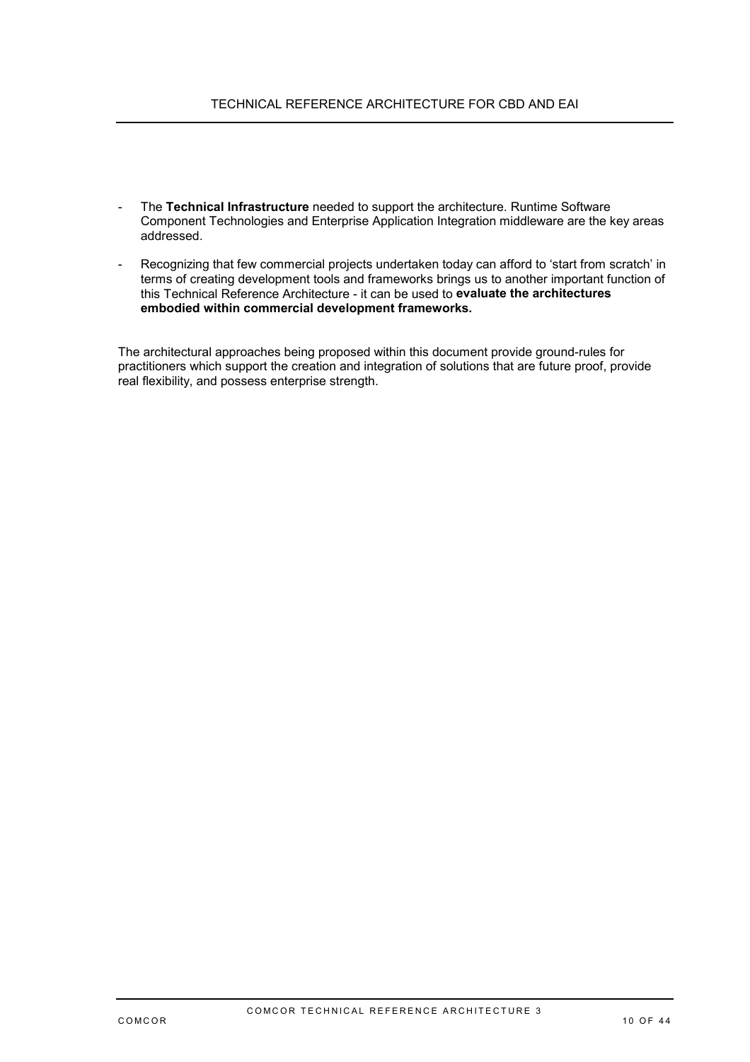- The **Technical Infrastructure** needed to support the architecture. Runtime Software Component Technologies and Enterprise Application Integration middleware are the key areas addressed.

- Recognizing that few commercial projects undertaken today can afford to 'start from scratch' in terms of creating development tools and frameworks brings us to another important function of this Technical Reference Architecture - it can be used to **evaluate the architectures embodied within commercial development frameworks.**

The architectural approaches being proposed within this document provide ground-rules for practitioners which support the creation and integration of solutions that are future proof, provide real flexibility, and possess enterprise strength.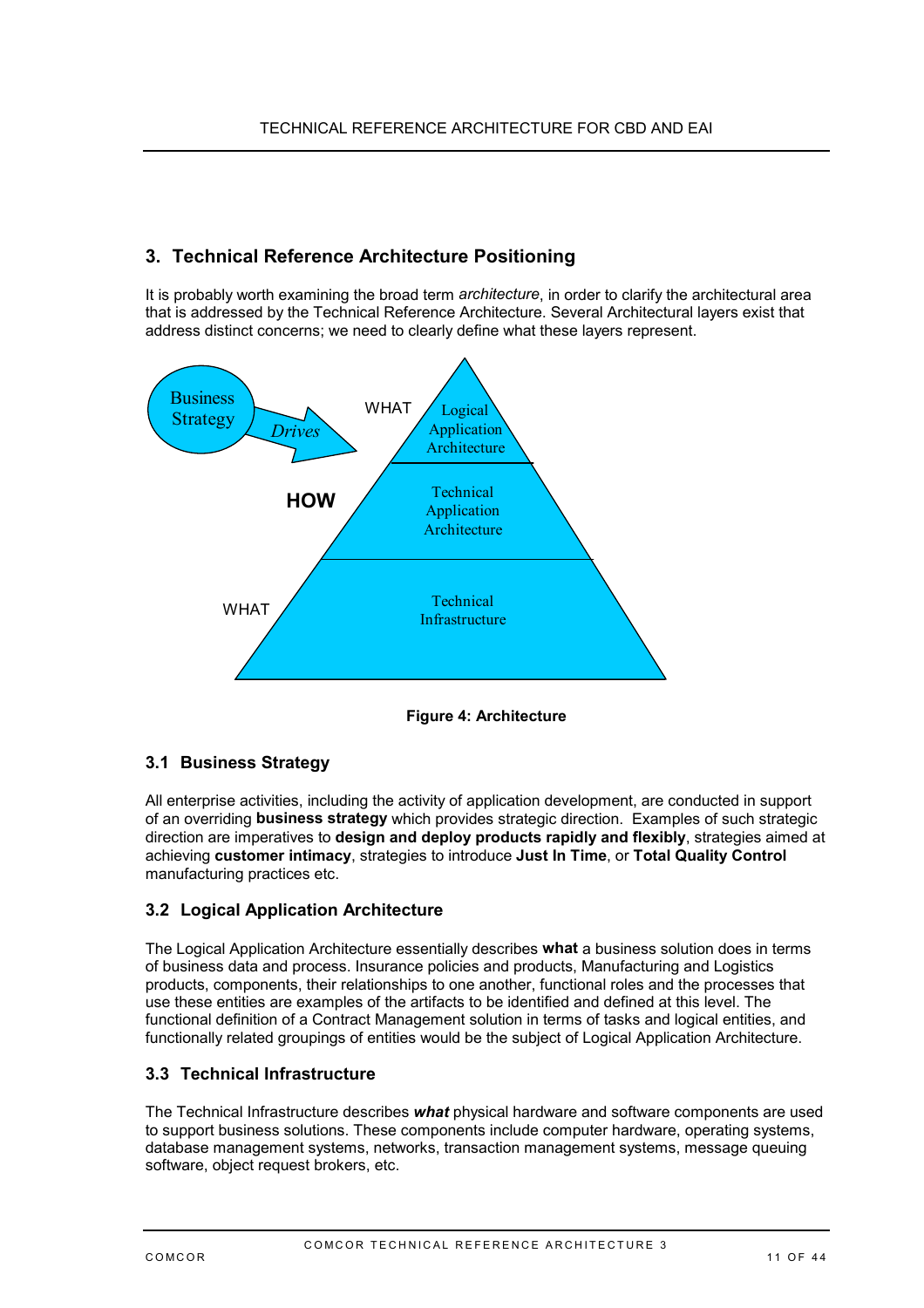## 3. Technical Reference Architecture Positioning

It is probably worth examining the broad term *architecture*, in order to clarify the architectural area that is addressed by the Technical Reference Architecture. Several Architectural layers exist that address distinct concerns; we need to clearly define what these layers represent.

**Figure 4: Architecture**

### 3.1 Business Strategy

All enterprise activities, including the activity of application development, are conducted in support of an overriding **business strategy** which provides strategic direction. Examples of such strategic direction are imperatives to **design and deploy products rapidly and flexibly**, strategies aimed at achieving **customer intimacy**, strategies to introduce **Just In Time**, or **Total Quality Control** manufacturing practices etc.

### 3.2 Logical Application Architecture

The Logical Application Architecture essentially describes **what** a business solution does in terms of business data and process. Insurance policies and products, Manufacturing and Logistics products, components, their relationships to one another, functional roles and the processes that use these entities are examples of the artifacts to be identified and defined at this level. The functional definition of a Contract Management solution in terms of tasks and logical entities, and functionally related groupings of entities would be the subject of Logical Application Architecture.

### 3.3 Technical Infrastructure

The Technical Infrastructure describes ***what*** physical hardware and software components are used to support business solutions. These components include computer hardware, operating systems, database management systems, networks, transaction management systems, message queuing software, object request brokers, etc.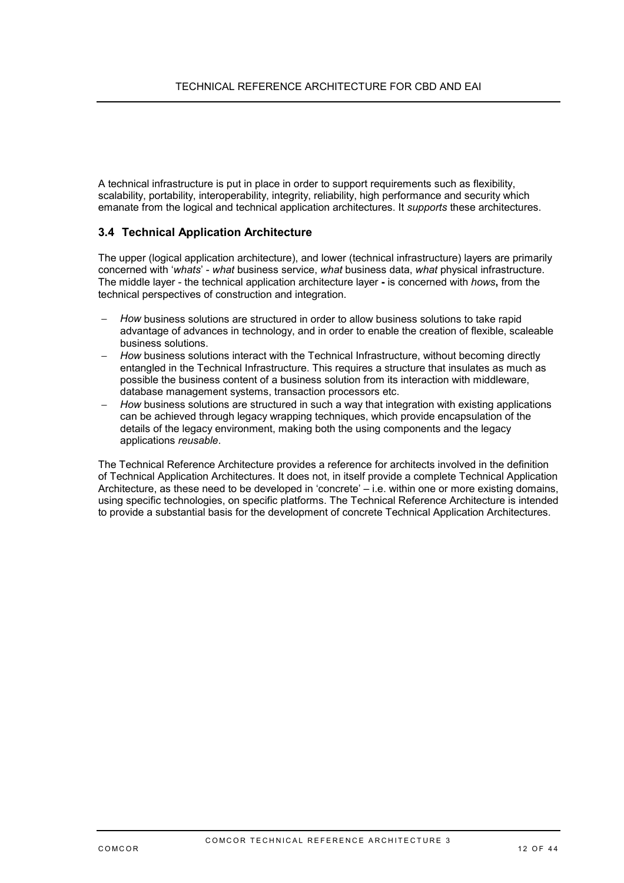A technical infrastructure is put in place in order to support requirements such as flexibility, scalability, portability, interoperability, integrity, reliability, high performance and security which emanate from the logical and technical application architectures. It *supports* these architectures.

## 3.4 Technical Application Architecture

The upper (logical application architecture), and lower (technical infrastructure) layers are primarily concerned with '*whats*' - *what* business service, *what* business data, *what* physical infrastructure. The middle layer - the technical application architecture layer **-** is concerned with *hows***,** from the technical perspectives of construction and integration.

- *How* business solutions are structured in order to allow business solutions to take rapid advantage of advances in technology, and in order to enable the creation of flexible, scaleable business solutions.
- *How* business solutions interact with the Technical Infrastructure, without becoming directly entangled in the Technical Infrastructure. This requires a structure that insulates as much as possible the business content of a business solution from its interaction with middleware, database management systems, transaction processors etc.
- *How* business solutions are structured in such a way that integration with existing applications can be achieved through legacy wrapping techniques, which provide encapsulation of the details of the legacy environment, making both the using components and the legacy applications *reusable*.

The Technical Reference Architecture provides a reference for architects involved in the definition of Technical Application Architectures. It does not, in itself provide a complete Technical Application Architecture, as these need to be developed in 'concrete' – i.e. within one or more existing domains, using specific technologies, on specific platforms. The Technical Reference Architecture is intended to provide a substantial basis for the development of concrete Technical Application Architectures.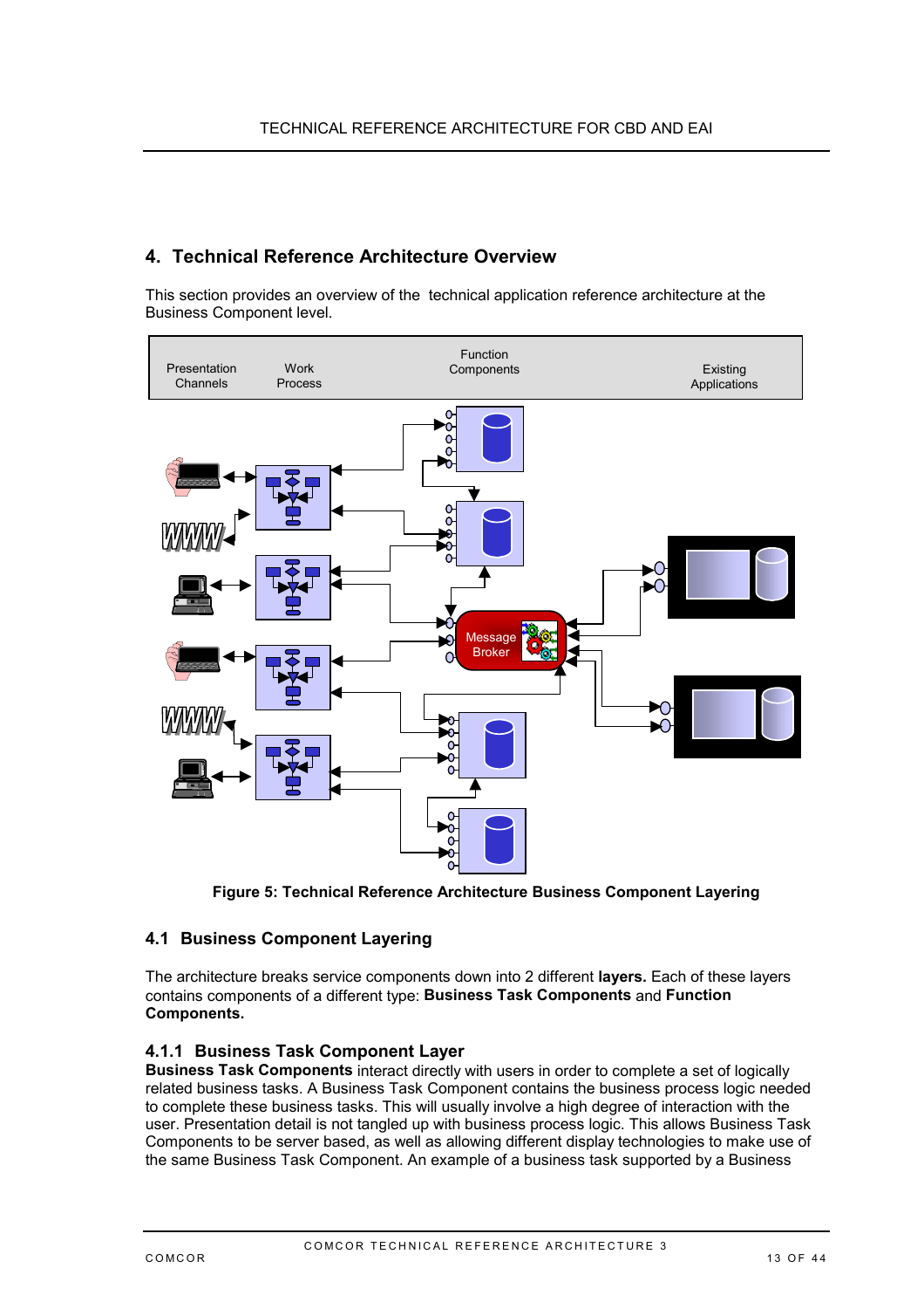## 4. Technical Reference Architecture Overview

This section provides an overview of the technical application reference architecture at the Business Component level.

Figure 5: Technical Reference Architecture Business Component Layering

### 4.1 Business Component Layering

The architecture breaks service components down into 2 different **layers.** Each of these layers contains components of a different type: **Business Task Components** and **Function Components.**

#### 4.1.1 Business Task Component Layer

**Business Task Components** interact directly with users in order to complete a set of logically related business tasks. A Business Task Component contains the business process logic needed to complete these business tasks. This will usually involve a high degree of interaction with the user. Presentation detail is not tangled up with business process logic. This allows Business Task Components to be server based, as well as allowing different display technologies to make use of the same Business Task Component. An example of a business task supported by a Business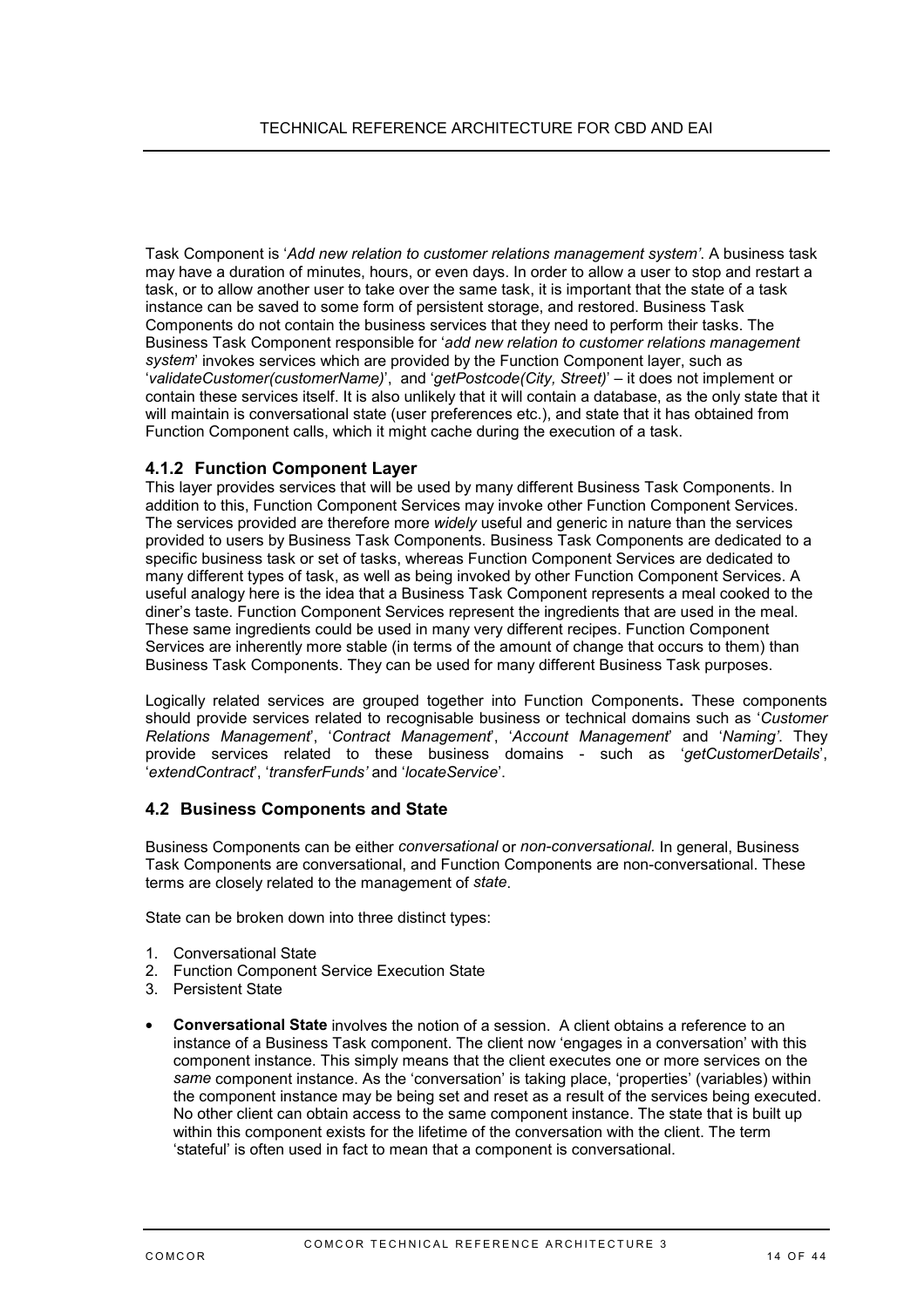Task Component is '*Add new relation to customer relations management system'*. A business task may have a duration of minutes, hours, or even days. In order to allow a user to stop and restart a task, or to allow another user to take over the same task, it is important that the state of a task instance can be saved to some form of persistent storage, and restored. Business Task Components do not contain the business services that they need to perform their tasks. The Business Task Component responsible for '*add new relation to customer relations management system*' invokes services which are provided by the Function Component layer, such as '*validateCustomer(customerName)*', and '*getPostcode(City, Street)*' – it does not implement or contain these services itself. It is also unlikely that it will contain a database, as the only state that it will maintain is conversational state (user preferences etc.), and state that it has obtained from Function Component calls, which it might cache during the execution of a task.

### 4.1.2 Function Component Layer

This layer provides services that will be used by many different Business Task Components. In addition to this, Function Component Services may invoke other Function Component Services. The services provided are therefore more *widely* useful and generic in nature than the services provided to users by Business Task Components. Business Task Components are dedicated to a specific business task or set of tasks, whereas Function Component Services are dedicated to many different types of task, as well as being invoked by other Function Component Services. A useful analogy here is the idea that a Business Task Component represents a meal cooked to the diner's taste. Function Component Services represent the ingredients that are used in the meal. These same ingredients could be used in many very different recipes. Function Component Services are inherently more stable (in terms of the amount of change that occurs to them) than Business Task Components. They can be used for many different Business Task purposes.

Logically related services are grouped together into Function Components**.** These components should provide services related to recognisable business or technical domains such as '*Customer Relations Management*', '*Contract Management*', '*Account Management*' and '*Naming'*. They provide services related to these business domains - such as '*getCustomerDetails*', '*extendContract*', '*transferFunds'* and '*locateService*'.

## 4.2 Business Components and State

Business Components can be either *conversational* or *non-conversational.* In general, Business Task Components are conversational, and Function Components are non-conversational. These terms are closely related to the management of *state*.

State can be broken down into three distinct types:

1. Conversational State
2. Function Component Service Execution State
3. Persistent State

- **Conversational State** involves the notion of a session. A client obtains a reference to an instance of a Business Task component. The client now 'engages in a conversation' with this component instance. This simply means that the client executes one or more services on the *same* component instance. As the 'conversation' is taking place, 'properties' (variables) within the component instance may be being set and reset as a result of the services being executed. No other client can obtain access to the same component instance. The state that is built up within this component exists for the lifetime of the conversation with the client. The term 'stateful' is often used in fact to mean that a component is conversational.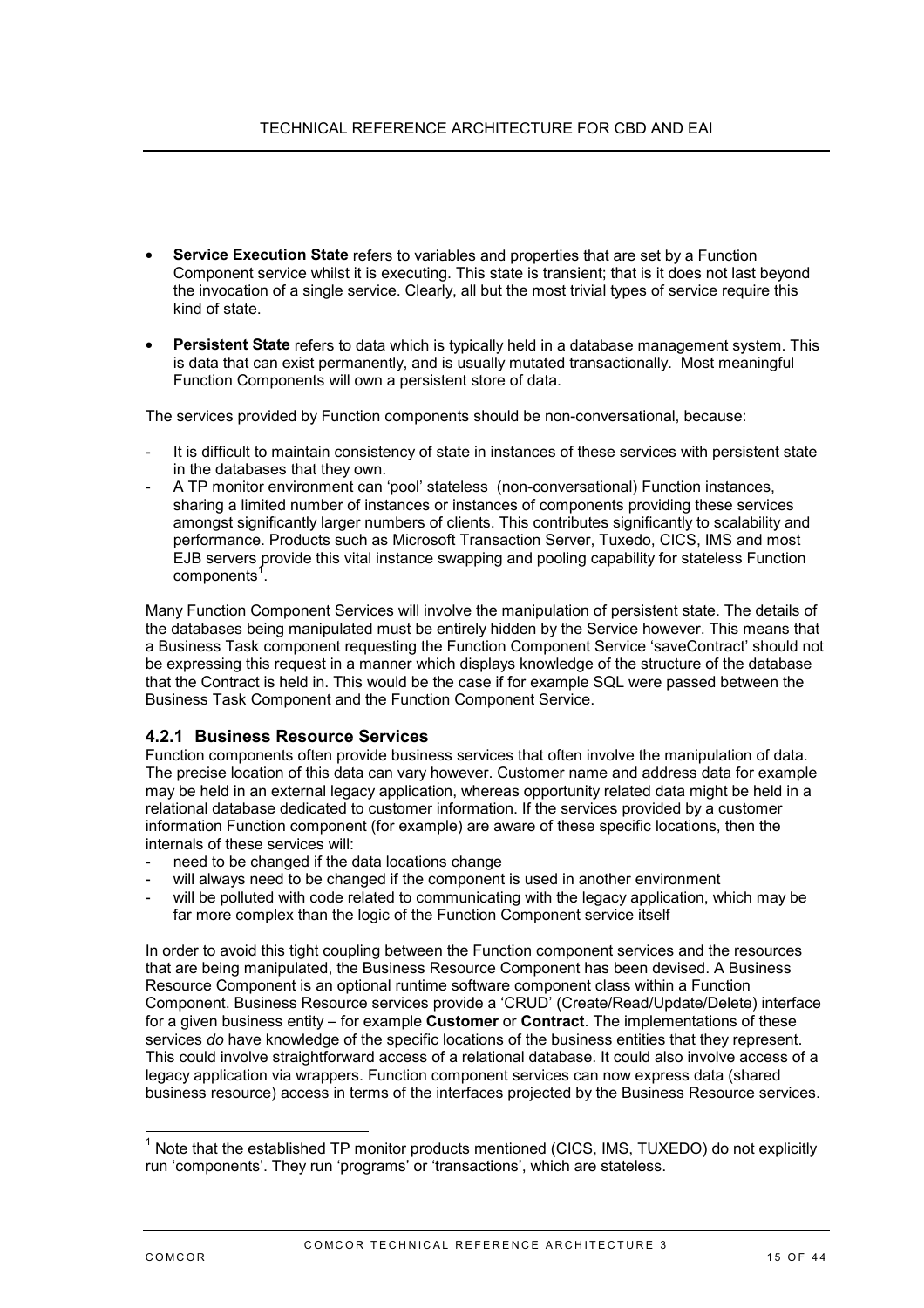- **Service Execution State** refers to variables and properties that are set by a Function Component service whilst it is executing. This state is transient; that is it does not last beyond the invocation of a single service. Clearly, all but the most trivial types of service require this kind of state.
- **Persistent State** refers to data which is typically held in a database management system. This is data that can exist permanently, and is usually mutated transactionally. Most meaningful Function Components will own a persistent store of data.

The services provided by Function components should be non-conversational, because:

- It is difficult to maintain consistency of state in instances of these services with persistent state in the databases that they own.
- A TP monitor environment can 'pool' stateless (non-conversational) Function instances, sharing a limited number of instances or instances of components providing these services amongst significantly larger numbers of clients. This contributes significantly to scalability and performance. Products such as Microsoft Transaction Server, Tuxedo, CICS, IMS and most EJB servers provide this vital instance swapping and pooling capability for stateless Function components[1].

Many Function Component Services will involve the manipulation of persistent state. The details of the databases being manipulated must be entirely hidden by the Service however. This means that a Business Task component requesting the Function Component Service 'saveContract' should not be expressing this request in a manner which displays knowledge of the structure of the database that the Contract is held in. This would be the case if for example SQL were passed between the Business Task Component and the Function Component Service.

### 4.2.1 Business Resource Services

Function components often provide business services that often involve the manipulation of data. The precise location of this data can vary however. Customer name and address data for example may be held in an external legacy application, whereas opportunity related data might be held in a relational database dedicated to customer information. If the services provided by a customer information Function component (for example) are aware of these specific locations, then the internals of these services will:

- need to be changed if the data locations change
- will always need to be changed if the component is used in another environment
- will be polluted with code related to communicating with the legacy application, which may be far more complex than the logic of the Function Component service itself

In order to avoid this tight coupling between the Function component services and the resources that are being manipulated, the Business Resource Component has been devised. A Business Resource Component is an optional runtime software component class within a Function Component. Business Resource services provide a 'CRUD' (Create/Read/Update/Delete) interface for a given business entity – for example **Customer** or **Contract**. The implementations of these services *do* have knowledge of the specific locations of the business entities that they represent. This could involve straightforward access of a relational database. It could also involve access of a legacy application via wrappers. Function component services can now express data (shared business resource) access in terms of the interfaces projected by the Business Resource services.

---

[1] Note that the established TP monitor products mentioned (CICS, IMS, TUXEDO) do not explicitly run 'components'. They run 'programs' or 'transactions', which are stateless.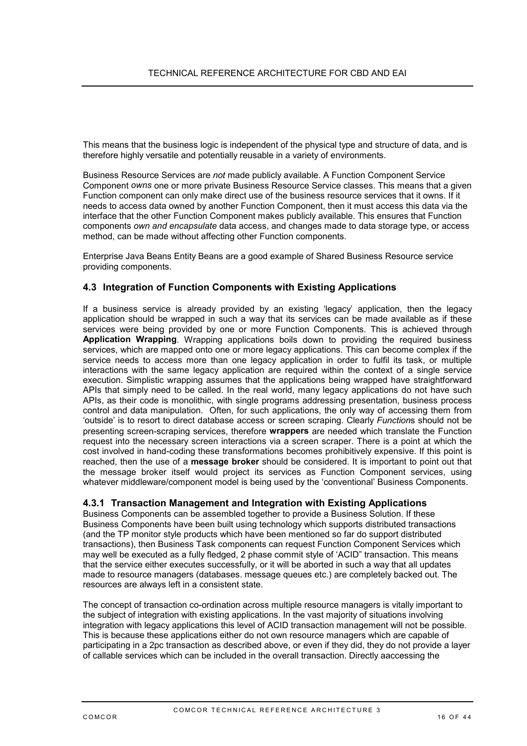This means that the business logic is independent of the physical type and structure of data, and is therefore highly versatile and potentially reusable in a variety of environments.

Business Resource Services are *not* made publicly available. A Function Component Service Component *owns* one or more private Business Resource Service classes. This means that a given Function component can only make direct use of the business resource services that it owns. If it needs to access data owned by another Function Component, then it must access this data via the interface that the other Function Component makes publicly available. This ensures that Function components *own and encapsulate* data access, and changes made to data storage type, or access method, can be made without affecting other Function components.

Enterprise Java Beans Entity Beans are a good example of Shared Business Resource service providing components.

## 4.3 Integration of Function Components with Existing Applications

If a business service is already provided by an existing 'legacy' application, then the legacy application should be wrapped in such a way that its services can be made available as if these services were being provided by one or more Function Components. This is achieved through **Application Wrapping**. Wrapping applications boils down to providing the required business services, which are mapped onto one or more legacy applications. This can become complex if the service needs to access more than one legacy application in order to fulfil its task, or multiple interactions with the same legacy application are required within the context of a single service execution. Simplistic wrapping assumes that the applications being wrapped have straightforward APIs that simply need to be called. In the real world, many legacy applications do not have such APIs, as their code is monolithic, with single programs addressing presentation, business process control and data manipulation. Often, for such applications, the only way of accessing them from 'outside' is to resort to direct database access or screen scraping. Clearly *Function*s should not be presenting screen-scraping services, therefore **wrappers** are needed which translate the Function request into the necessary screen interactions via a screen scraper. There is a point at which the cost involved in hand-coding these transformations becomes prohibitively expensive. If this point is reached, then the use of a **message broker** should be considered. It is important to point out that the message broker itself would project its services as Function Component services, using whatever middleware/component model is being used by the 'conventional' Business Components.

### 4.3.1 Transaction Management and Integration with Existing Applications

Business Components can be assembled together to provide a Business Solution. If these Business Components have been built using technology which supports distributed transactions (and the TP monitor style products which have been mentioned so far do support distributed transactions), then Business Task components can request Function Component Services which may well be executed as a fully fledged, 2 phase commit style of 'ACID" transaction. This means that the service either executes successfully, or it will be aborted in such a way that all updates made to resource managers (databases. message queues etc.) are completely backed out. The resources are always left in a consistent state.

The concept of transaction co-ordination across multiple resource managers is vitally important to the subject of integration with existing applications. In the vast majority of situations involving integration with legacy applications this level of ACID transaction management will not be possible. This is because these applications either do not own resource managers which are capable of participating in a 2pc transaction as described above, or even if they did, they do not provide a layer of callable services which can be included in the overall transaction. Directly aaccessing the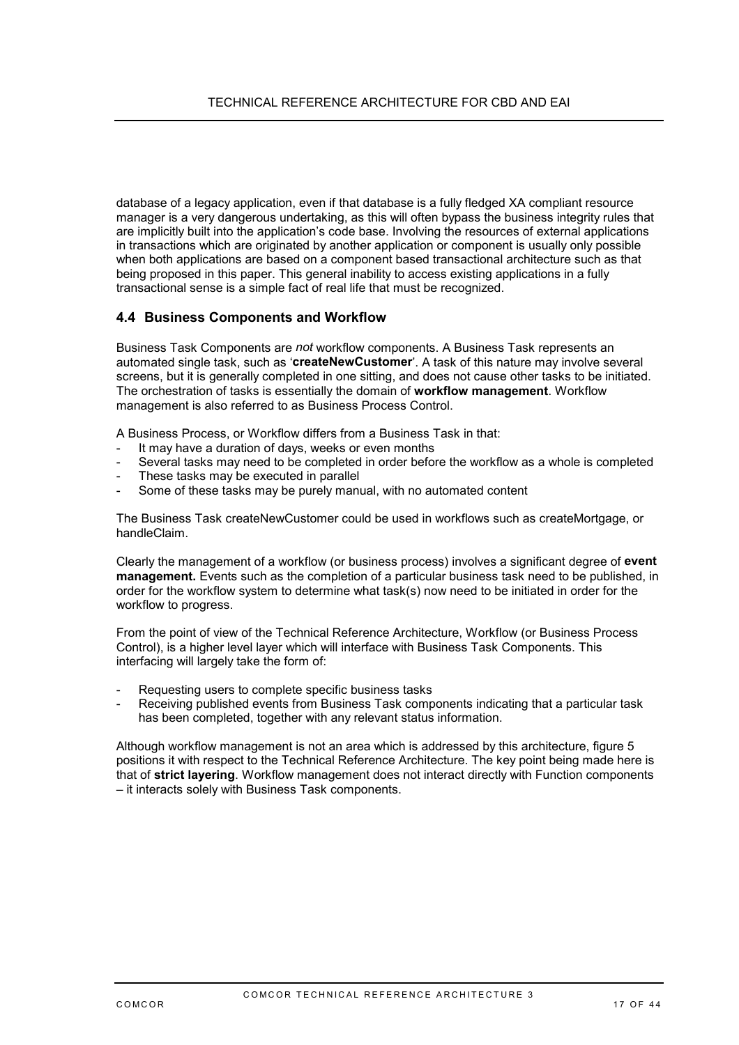database of a legacy application, even if that database is a fully fledged XA compliant resource manager is a very dangerous undertaking, as this will often bypass the business integrity rules that are implicitly built into the application's code base. Involving the resources of external applications in transactions which are originated by another application or component is usually only possible when both applications are based on a component based transactional architecture such as that being proposed in this paper. This general inability to access existing applications in a fully transactional sense is a simple fact of real life that must be recognized.

## 4.4 Business Components and Workflow

Business Task Components are *not* workflow components. A Business Task represents an automated single task, such as '**createNewCustomer**'. A task of this nature may involve several screens, but it is generally completed in one sitting, and does not cause other tasks to be initiated. The orchestration of tasks is essentially the domain of **workflow management**. Workflow management is also referred to as Business Process Control.

A Business Process, or Workflow differs from a Business Task in that:

- It may have a duration of days, weeks or even months
- Several tasks may need to be completed in order before the workflow as a whole is completed
- These tasks may be executed in parallel
- Some of these tasks may be purely manual, with no automated content

The Business Task createNewCustomer could be used in workflows such as createMortgage, or handleClaim.

Clearly the management of a workflow (or business process) involves a significant degree of **event management.** Events such as the completion of a particular business task need to be published, in order for the workflow system to determine what task(s) now need to be initiated in order for the workflow to progress.

From the point of view of the Technical Reference Architecture, Workflow (or Business Process Control), is a higher level layer which will interface with Business Task Components. This interfacing will largely take the form of:

- Requesting users to complete specific business tasks
- Receiving published events from Business Task components indicating that a particular task has been completed, together with any relevant status information.

Although workflow management is not an area which is addressed by this architecture, figure 5 positions it with respect to the Technical Reference Architecture. The key point being made here is that of **strict layering**. Workflow management does not interact directly with Function components – it interacts solely with Business Task components.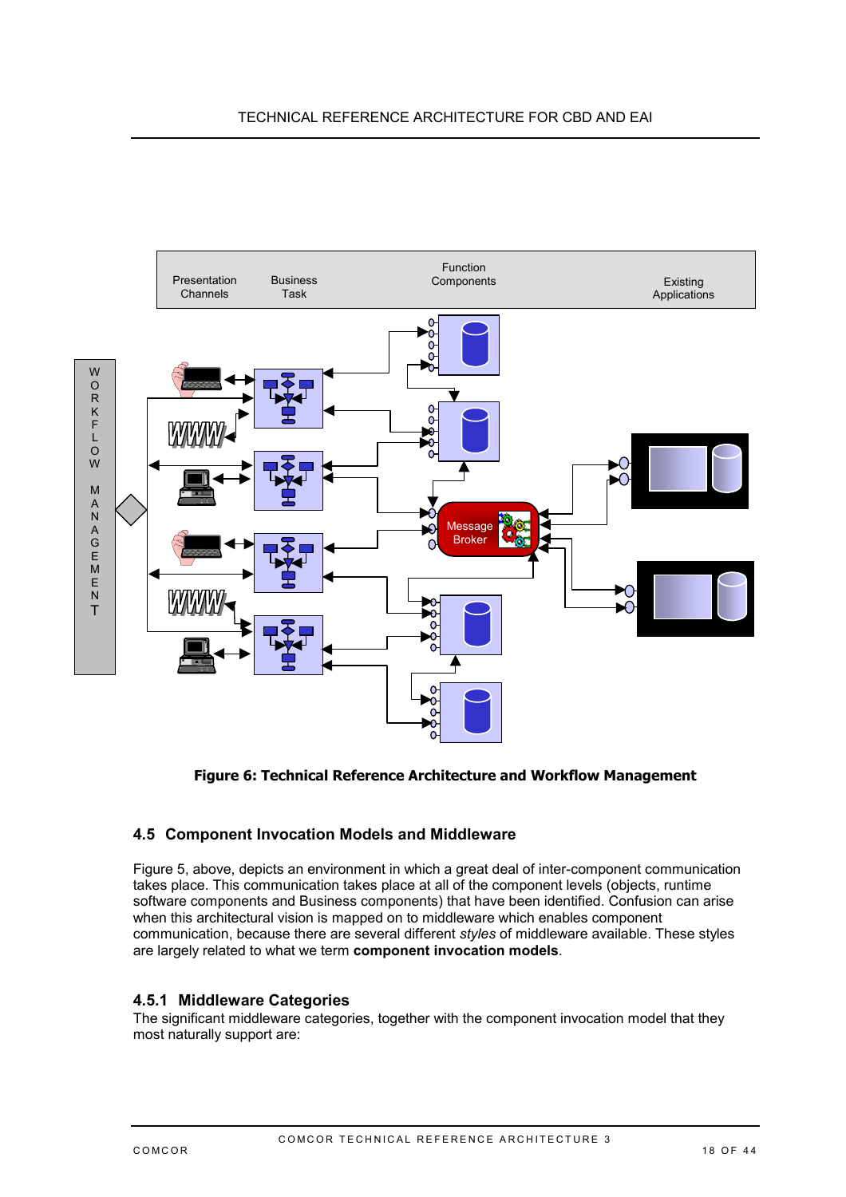Figure 6: Technical Reference Architecture and Workflow Management

### 4.5 Component Invocation Models and Middleware

Figure 5, above, depicts an environment in which a great deal of inter-component communication takes place. This communication takes place at all of the component levels (objects, runtime software components and Business components) that have been identified. Confusion can arise when this architectural vision is mapped on to middleware which enables component communication, because there are several different *styles* of middleware available. These styles are largely related to what we term **component invocation models**.

#### 4.5.1 Middleware Categories

The significant middleware categories, together with the component invocation model that they most naturally support are: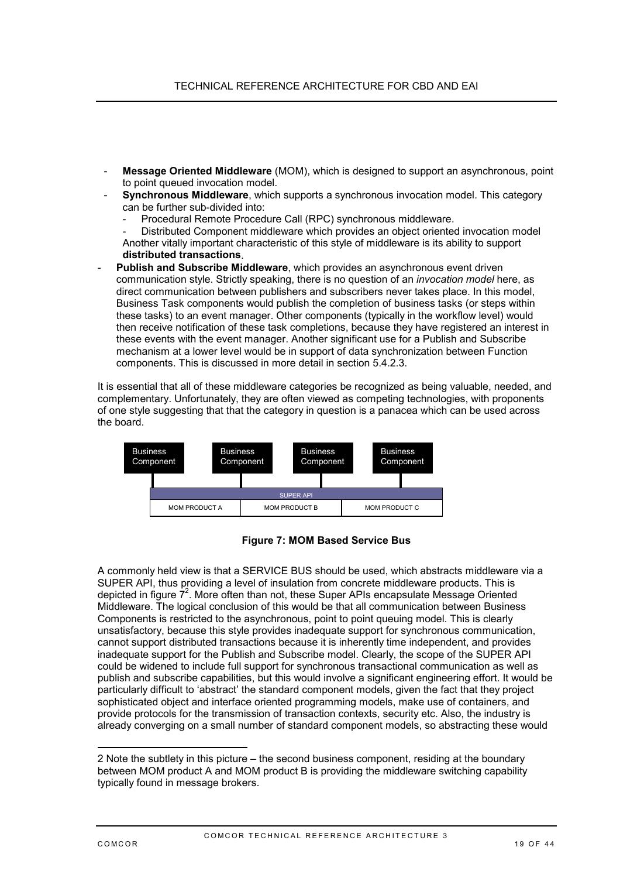- **Message Oriented Middleware** (MOM), which is designed to support an asynchronous, point to point queued invocation model.
- **Synchronous Middleware**, which supports a synchronous invocation model. This category can be further sub-divided into:
  - Procedural Remote Procedure Call (RPC) synchronous middleware.
  - Distributed Component middleware which provides an object oriented invocation model

  Another vitally important characteristic of this style of middleware is its ability to support **distributed transactions**.
- **Publish and Subscribe Middleware**, which provides an asynchronous event driven communication style. Strictly speaking, there is no question of an *invocation model* here, as direct communication between publishers and subscribers never takes place. In this model, Business Task components would publish the completion of business tasks (or steps within these tasks) to an event manager. Other components (typically in the workflow level) would then receive notification of these task completions, because they have registered an interest in these events with the event manager. Another significant use for a Publish and Subscribe mechanism at a lower level would be in support of data synchronization between Function components. This is discussed in more detail in section 5.4.2.3.

It is essential that all of these middleware categories be recognized as being valuable, needed, and complementary. Unfortunately, they are often viewed as competing technologies, with proponents of one style suggesting that that the category in question is a panacea which can be used across the board.

Business Component | Business Component | Business Component | Business Component

SUPER API

MOM PRODUCT A | MOM PRODUCT B | MOM PRODUCT C

**Figure 7: MOM Based Service Bus**

A commonly held view is that a SERVICE BUS should be used, which abstracts middleware via a SUPER API, thus providing a level of insulation from concrete middleware products. This is depicted in figure 7[2]. More often than not, these Super APIs encapsulate Message Oriented Middleware. The logical conclusion of this would be that all communication between Business Components is restricted to the asynchronous, point to point queuing model. This is clearly unsatisfactory, because this style provides inadequate support for synchronous communication, cannot support distributed transactions because it is inherently time independent, and provides inadequate support for the Publish and Subscribe model. Clearly, the scope of the SUPER API could be widened to include full support for synchronous transactional communication as well as publish and subscribe capabilities, but this would involve a significant engineering effort. It would be particularly difficult to 'abstract' the standard component models, given the fact that they project sophisticated object and interface oriented programming models, make use of containers, and provide protocols for the transmission of transaction contexts, security etc. Also, the industry is already converging on a small number of standard component models, so abstracting these would

2 Note the subtlety in this picture – the second business component, residing at the boundary between MOM product A and MOM product B is providing the middleware switching capability typically found in message brokers.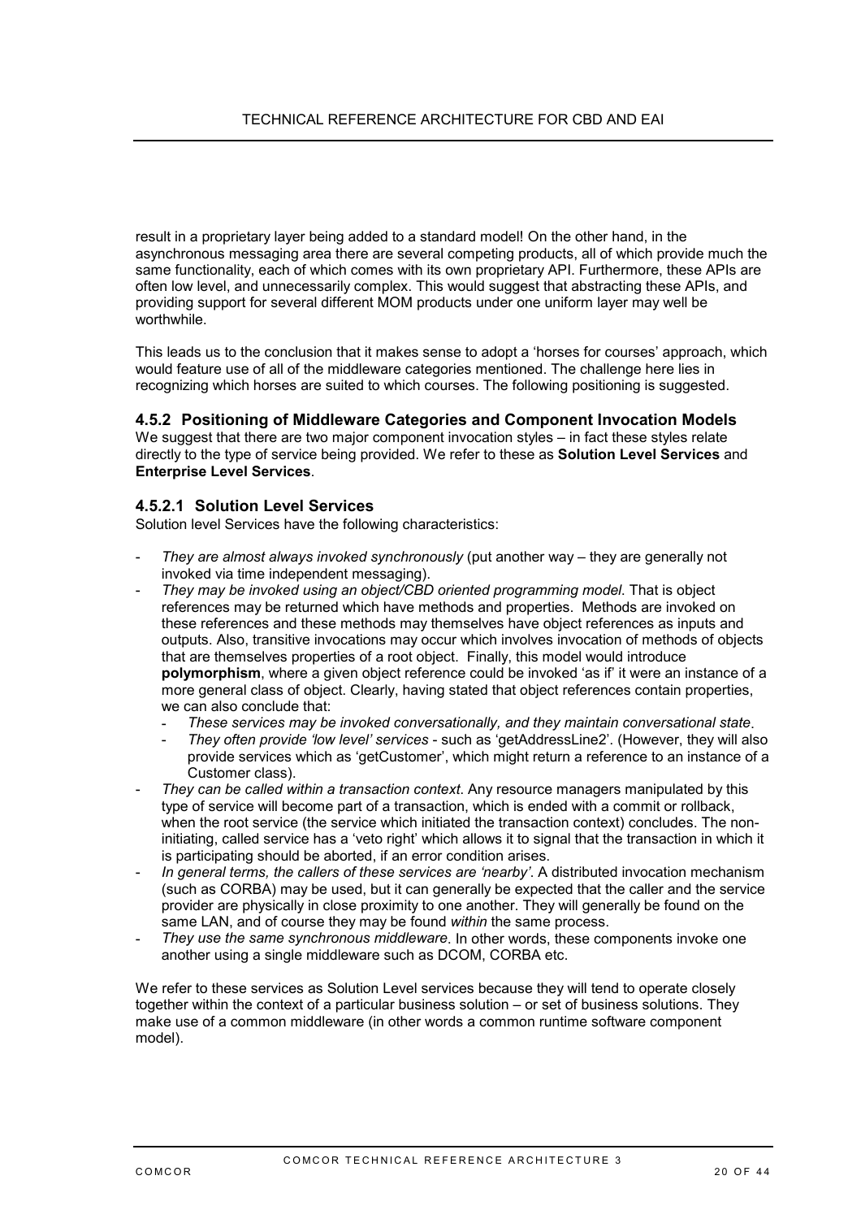result in a proprietary layer being added to a standard model! On the other hand, in the asynchronous messaging area there are several competing products, all of which provide much the same functionality, each of which comes with its own proprietary API. Furthermore, these APIs are often low level, and unnecessarily complex. This would suggest that abstracting these APIs, and providing support for several different MOM products under one uniform layer may well be worthwhile.

This leads us to the conclusion that it makes sense to adopt a 'horses for courses' approach, which would feature use of all of the middleware categories mentioned. The challenge here lies in recognizing which horses are suited to which courses. The following positioning is suggested.

### 4.5.2 Positioning of Middleware Categories and Component Invocation Models

We suggest that there are two major component invocation styles – in fact these styles relate directly to the type of service being provided. We refer to these as **Solution Level Services** and **Enterprise Level Services**.

#### 4.5.2.1 Solution Level Services

Solution level Services have the following characteristics:

- *They are almost always invoked synchronously* (put another way – they are generally not invoked via time independent messaging).
- *They may be invoked using an object/CBD oriented programming model*. That is object references may be returned which have methods and properties. Methods are invoked on these references and these methods may themselves have object references as inputs and outputs. Also, transitive invocations may occur which involves invocation of methods of objects that are themselves properties of a root object. Finally, this model would introduce **polymorphism**, where a given object reference could be invoked 'as if' it were an instance of a more general class of object. Clearly, having stated that object references contain properties, we can also conclude that:
  - *These services may be invoked conversationally, and they maintain conversational state*.
  - *They often provide 'low level' services* - such as 'getAddressLine2'. (However, they will also provide services which as 'getCustomer', which might return a reference to an instance of a Customer class).
- *They can be called within a transaction context*. Any resource managers manipulated by this type of service will become part of a transaction, which is ended with a commit or rollback, when the root service (the service which initiated the transaction context) concludes. The non-initiating, called service has a 'veto right' which allows it to signal that the transaction in which it is participating should be aborted, if an error condition arises.
- *In general terms, the callers of these services are 'nearby'*. A distributed invocation mechanism (such as CORBA) may be used, but it can generally be expected that the caller and the service provider are physically in close proximity to one another. They will generally be found on the same LAN, and of course they may be found *within* the same process.
- *They use the same synchronous middleware*. In other words, these components invoke one another using a single middleware such as DCOM, CORBA etc.

We refer to these services as Solution Level services because they will tend to operate closely together within the context of a particular business solution – or set of business solutions. They make use of a common middleware (in other words a common runtime software component model).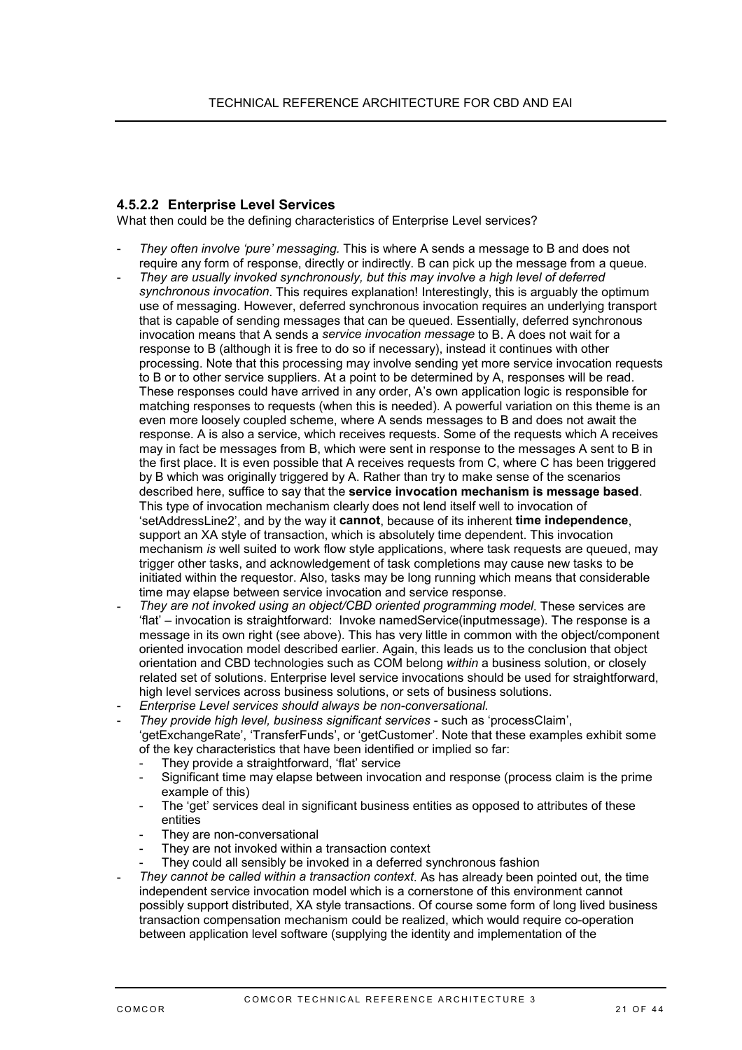#### 4.5.2.2 Enterprise Level Services

What then could be the defining characteristics of Enterprise Level services?

- *They often involve 'pure' messaging.* This is where A sends a message to B and does not require any form of response, directly or indirectly. B can pick up the message from a queue.
- *They are usually invoked synchronously, but this may involve a high level of deferred synchronous invocation*. This requires explanation! Interestingly, this is arguably the optimum use of messaging. However, deferred synchronous invocation requires an underlying transport that is capable of sending messages that can be queued. Essentially, deferred synchronous invocation means that A sends a *service invocation message* to B. A does not wait for a response to B (although it is free to do so if necessary), instead it continues with other processing. Note that this processing may involve sending yet more service invocation requests to B or to other service suppliers. At a point to be determined by A, responses will be read. These responses could have arrived in any order, A's own application logic is responsible for matching responses to requests (when this is needed). A powerful variation on this theme is an even more loosely coupled scheme, where A sends messages to B and does not await the response. A is also a service, which receives requests. Some of the requests which A receives may in fact be messages from B, which were sent in response to the messages A sent to B in the first place. It is even possible that A receives requests from C, where C has been triggered by B which was originally triggered by A. Rather than try to make sense of the scenarios described here, suffice to say that the **service invocation mechanism is message based**. This type of invocation mechanism clearly does not lend itself well to invocation of 'setAddressLine2', and by the way it **cannot**, because of its inherent **time independence**, support an XA style of transaction, which is absolutely time dependent. This invocation mechanism *is* well suited to work flow style applications, where task requests are queued, may trigger other tasks, and acknowledgement of task completions may cause new tasks to be initiated within the requestor. Also, tasks may be long running which means that considerable time may elapse between service invocation and service response.
- *They are not invoked using an object/CBD oriented programming model*. These services are 'flat' – invocation is straightforward: Invoke namedService(inputmessage). The response is a message in its own right (see above). This has very little in common with the object/component oriented invocation model described earlier. Again, this leads us to the conclusion that object orientation and CBD technologies such as COM belong *within* a business solution, or closely related set of solutions. Enterprise level service invocations should be used for straightforward, high level services across business solutions, or sets of business solutions.
- *Enterprise Level services should always be non-conversational.*
- *They provide high level, business significant services* - such as 'processClaim', 'getExchangeRate', 'TransferFunds', or 'getCustomer'. Note that these examples exhibit some of the key characteristics that have been identified or implied so far:
  - They provide a straightforward, 'flat' service
  - Significant time may elapse between invocation and response (process claim is the prime example of this)
  - The 'get' services deal in significant business entities as opposed to attributes of these entities
  - They are non-conversational
  - They are not invoked within a transaction context
  - They could all sensibly be invoked in a deferred synchronous fashion
- *They cannot be called within a transaction context*. As has already been pointed out, the time independent service invocation model which is a cornerstone of this environment cannot possibly support distributed, XA style transactions. Of course some form of long lived business transaction compensation mechanism could be realized, which would require co-operation between application level software (supplying the identity and implementation of the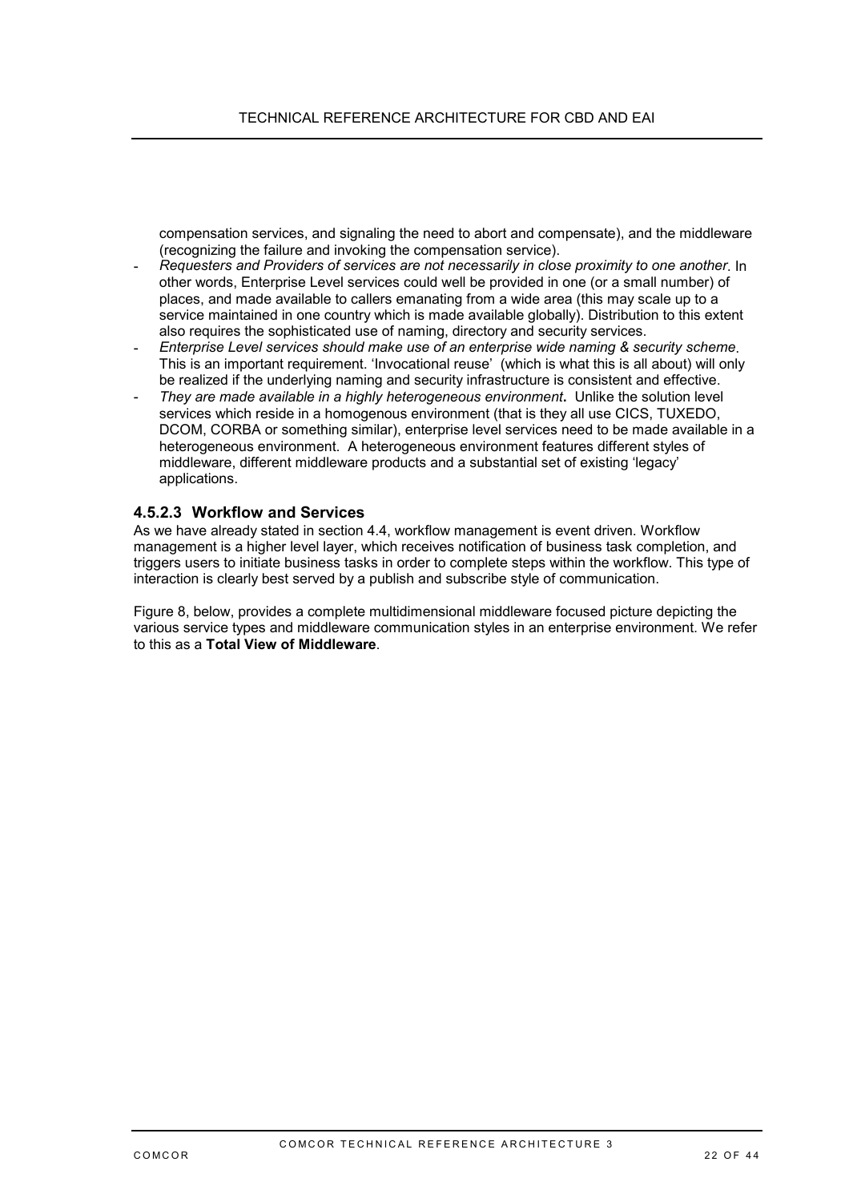compensation services, and signaling the need to abort and compensate), and the middleware (recognizing the failure and invoking the compensation service).

- *Requesters and Providers of services are not necessarily in close proximity to one another*. In other words, Enterprise Level services could well be provided in one (or a small number) of places, and made available to callers emanating from a wide area (this may scale up to a service maintained in one country which is made available globally). Distribution to this extent also requires the sophisticated use of naming, directory and security services.
- *Enterprise Level services should make use of an enterprise wide naming & security scheme*. This is an important requirement. 'Invocational reuse' (which is what this is all about) will only be realized if the underlying naming and security infrastructure is consistent and effective.
- *They are made available in a highly heterogeneous environment***.** Unlike the solution level services which reside in a homogenous environment (that is they all use CICS, TUXEDO, DCOM, CORBA or something similar), enterprise level services need to be made available in a heterogeneous environment. A heterogeneous environment features different styles of middleware, different middleware products and a substantial set of existing 'legacy' applications.

### 4.5.2.3 Workflow and Services

As we have already stated in section 4.4, workflow management is event driven. Workflow management is a higher level layer, which receives notification of business task completion, and triggers users to initiate business tasks in order to complete steps within the workflow. This type of interaction is clearly best served by a publish and subscribe style of communication.

Figure 8, below, provides a complete multidimensional middleware focused picture depicting the various service types and middleware communication styles in an enterprise environment. We refer to this as a **Total View of Middleware**.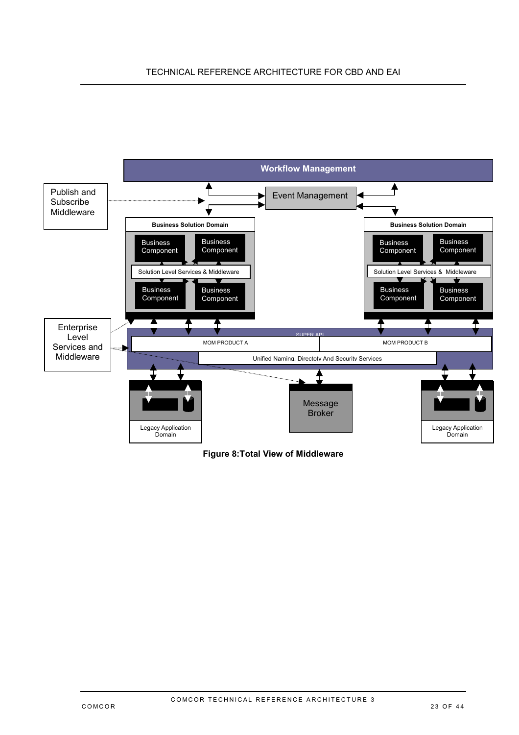Workflow Management

Publish and Subscribe Middleware

Event Management

Business Solution Domain

Business Component

Business Component

Solution Level Services & Middleware

Business Component

Business Component

Business Solution Domain

Business Component

Business Component

Solution Level Services & Middleware

Business Component

Business Component

Enterprise Level Services and Middleware

SUPER API

MOM PRODUCT A

MOM PRODUCT B

Unified Naming, Directoty And Security Services

Legacy Application Domain

Message Broker

Legacy Application Domain

**Figure 8:Total View of Middleware**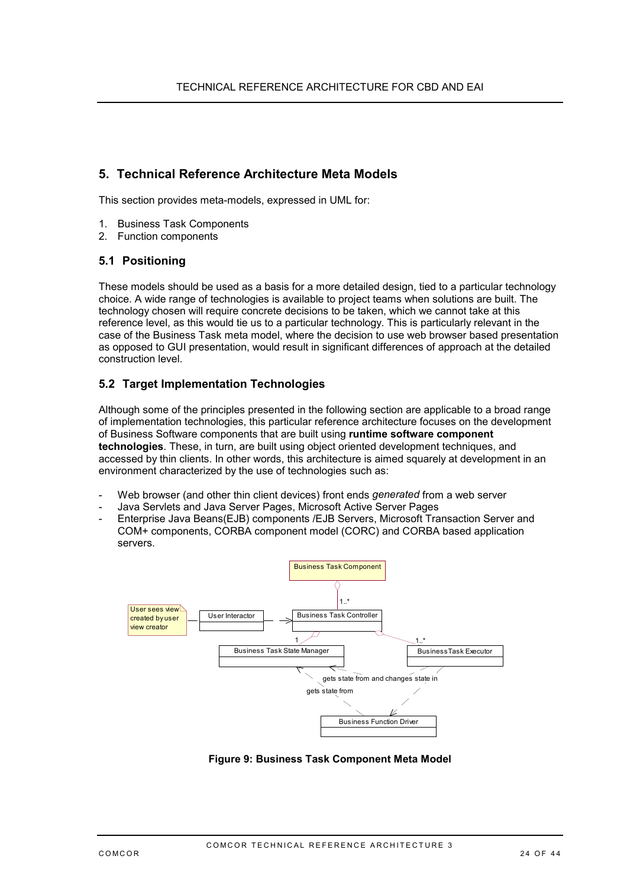## 5. Technical Reference Architecture Meta Models

This section provides meta-models, expressed in UML for:

1. Business Task Components
2. Function components

### 5.1 Positioning

These models should be used as a basis for a more detailed design, tied to a particular technology choice. A wide range of technologies is available to project teams when solutions are built. The technology chosen will require concrete decisions to be taken, which we cannot take at this reference level, as this would tie us to a particular technology. This is particularly relevant in the case of the Business Task meta model, where the decision to use web browser based presentation as opposed to GUI presentation, would result in significant differences of approach at the detailed construction level.

### 5.2 Target Implementation Technologies

Although some of the principles presented in the following section are applicable to a broad range of implementation technologies, this particular reference architecture focuses on the development of Business Software components that are built using **runtime software component technologies**. These, in turn, are built using object oriented development techniques, and accessed by thin clients. In other words, this architecture is aimed squarely at development in an environment characterized by the use of technologies such as:

- Web browser (and other thin client devices) front ends *generated* from a web server
- Java Servlets and Java Server Pages, Microsoft Active Server Pages
- Enterprise Java Beans(EJB) components /EJB Servers, Microsoft Transaction Server and COM+ components, CORBA component model (CORC) and CORBA based application servers.

User sees view created by user view creator

User Interactor

Business Task Component

Business Task Controller

Business Task State Manager

BusinessTask Executor

Business Function Driver

gets state from and changes state in

gets state from

**Figure 9: Business Task Component Meta Model**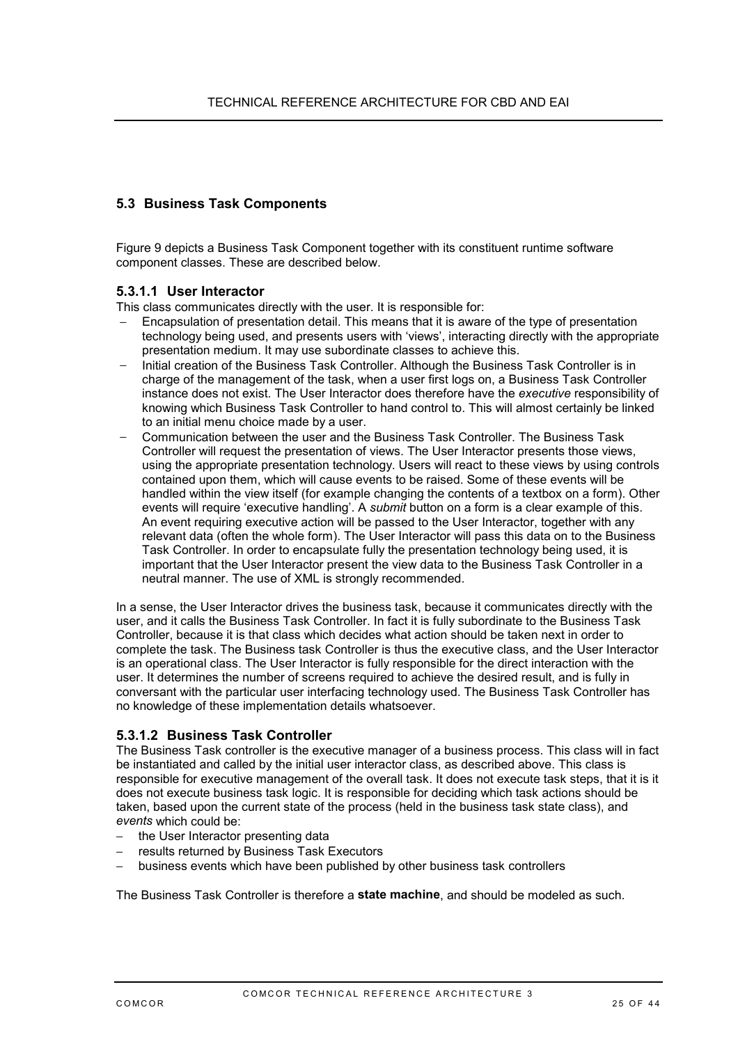## 5.3 Business Task Components

Figure 9 depicts a Business Task Component together with its constituent runtime software component classes. These are described below.

### 5.3.1.1 User Interactor

This class communicates directly with the user. It is responsible for:

- Encapsulation of presentation detail. This means that it is aware of the type of presentation technology being used, and presents users with 'views', interacting directly with the appropriate presentation medium. It may use subordinate classes to achieve this.
- Initial creation of the Business Task Controller. Although the Business Task Controller is in charge of the management of the task, when a user first logs on, a Business Task Controller instance does not exist. The User Interactor does therefore have the *executive* responsibility of knowing which Business Task Controller to hand control to. This will almost certainly be linked to an initial menu choice made by a user.
- Communication between the user and the Business Task Controller. The Business Task Controller will request the presentation of views. The User Interactor presents those views, using the appropriate presentation technology. Users will react to these views by using controls contained upon them, which will cause events to be raised. Some of these events will be handled within the view itself (for example changing the contents of a textbox on a form). Other events will require 'executive handling'. A *submit* button on a form is a clear example of this. An event requiring executive action will be passed to the User Interactor, together with any relevant data (often the whole form). The User Interactor will pass this data on to the Business Task Controller. In order to encapsulate fully the presentation technology being used, it is important that the User Interactor present the view data to the Business Task Controller in a neutral manner. The use of XML is strongly recommended.

In a sense, the User Interactor drives the business task, because it communicates directly with the user, and it calls the Business Task Controller. In fact it is fully subordinate to the Business Task Controller, because it is that class which decides what action should be taken next in order to complete the task. The Business task Controller is thus the executive class, and the User Interactor is an operational class. The User Interactor is fully responsible for the direct interaction with the user. It determines the number of screens required to achieve the desired result, and is fully in conversant with the particular user interfacing technology used. The Business Task Controller has no knowledge of these implementation details whatsoever.

### 5.3.1.2 Business Task Controller

The Business Task controller is the executive manager of a business process. This class will in fact be instantiated and called by the initial user interactor class, as described above. This class is responsible for executive management of the overall task. It does not execute task steps, that it is it does not execute business task logic. It is responsible for deciding which task actions should be taken, based upon the current state of the process (held in the business task state class), and *events* which could be:

- the User Interactor presenting data
- results returned by Business Task Executors
- business events which have been published by other business task controllers

The Business Task Controller is therefore a **state machine**, and should be modeled as such.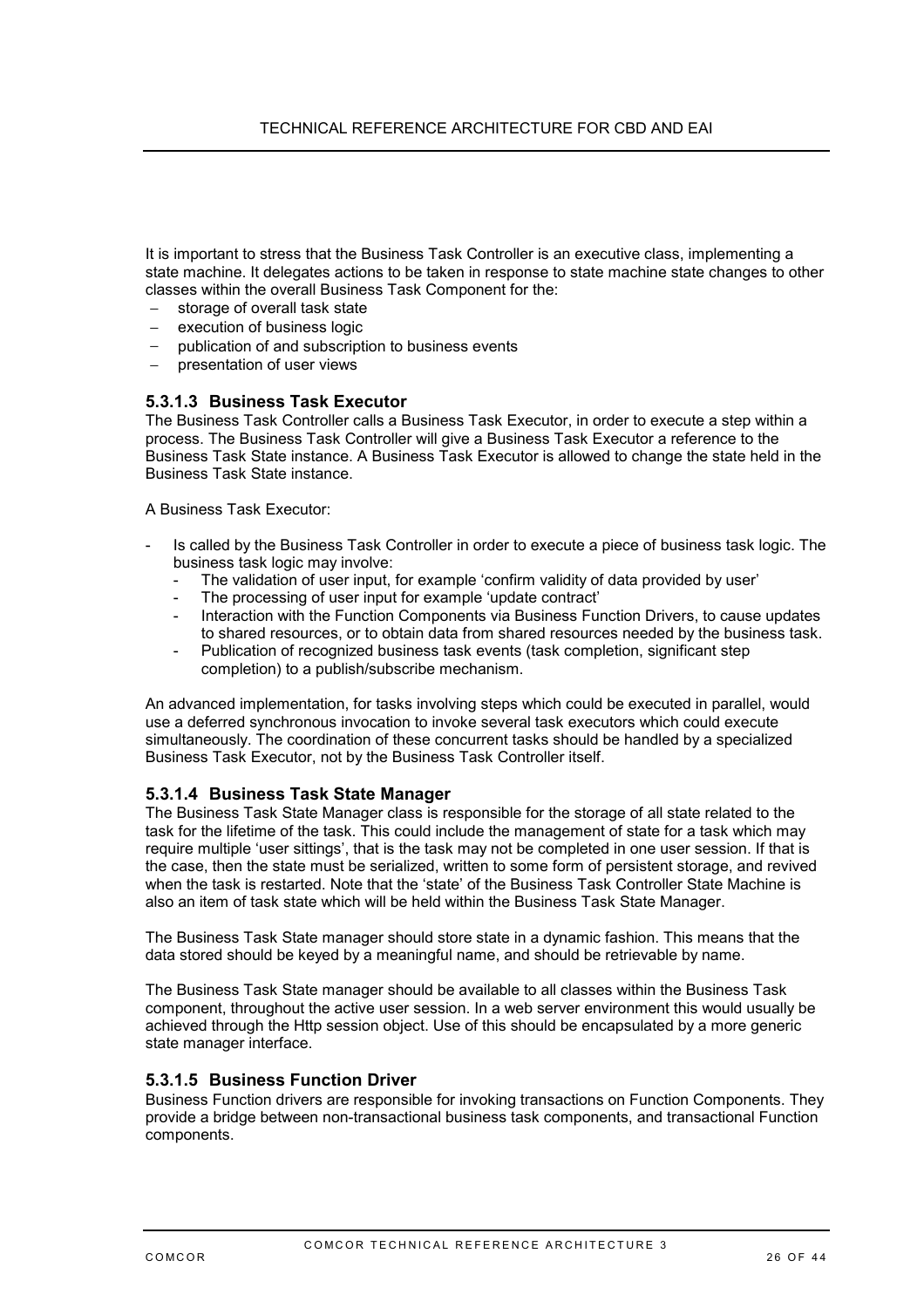It is important to stress that the Business Task Controller is an executive class, implementing a state machine. It delegates actions to be taken in response to state machine state changes to other classes within the overall Business Task Component for the:

- storage of overall task state
- execution of business logic
- publication of and subscription to business events
- presentation of user views

#### 5.3.1.3 Business Task Executor

The Business Task Controller calls a Business Task Executor, in order to execute a step within a process. The Business Task Controller will give a Business Task Executor a reference to the Business Task State instance. A Business Task Executor is allowed to change the state held in the Business Task State instance.

A Business Task Executor:

- Is called by the Business Task Controller in order to execute a piece of business task logic. The business task logic may involve:
    - The validation of user input, for example 'confirm validity of data provided by user'
    - The processing of user input for example 'update contract'
    - Interaction with the Function Components via Business Function Drivers, to cause updates to shared resources, or to obtain data from shared resources needed by the business task.
    - Publication of recognized business task events (task completion, significant step completion) to a publish/subscribe mechanism.

An advanced implementation, for tasks involving steps which could be executed in parallel, would use a deferred synchronous invocation to invoke several task executors which could execute simultaneously. The coordination of these concurrent tasks should be handled by a specialized Business Task Executor, not by the Business Task Controller itself.

#### 5.3.1.4 Business Task State Manager

The Business Task State Manager class is responsible for the storage of all state related to the task for the lifetime of the task. This could include the management of state for a task which may require multiple 'user sittings', that is the task may not be completed in one user session. If that is the case, then the state must be serialized, written to some form of persistent storage, and revived when the task is restarted. Note that the 'state' of the Business Task Controller State Machine is also an item of task state which will be held within the Business Task State Manager.

The Business Task State manager should store state in a dynamic fashion. This means that the data stored should be keyed by a meaningful name, and should be retrievable by name.

The Business Task State manager should be available to all classes within the Business Task component, throughout the active user session. In a web server environment this would usually be achieved through the Http session object. Use of this should be encapsulated by a more generic state manager interface.

#### 5.3.1.5 Business Function Driver

Business Function drivers are responsible for invoking transactions on Function Components. They provide a bridge between non-transactional business task components, and transactional Function components.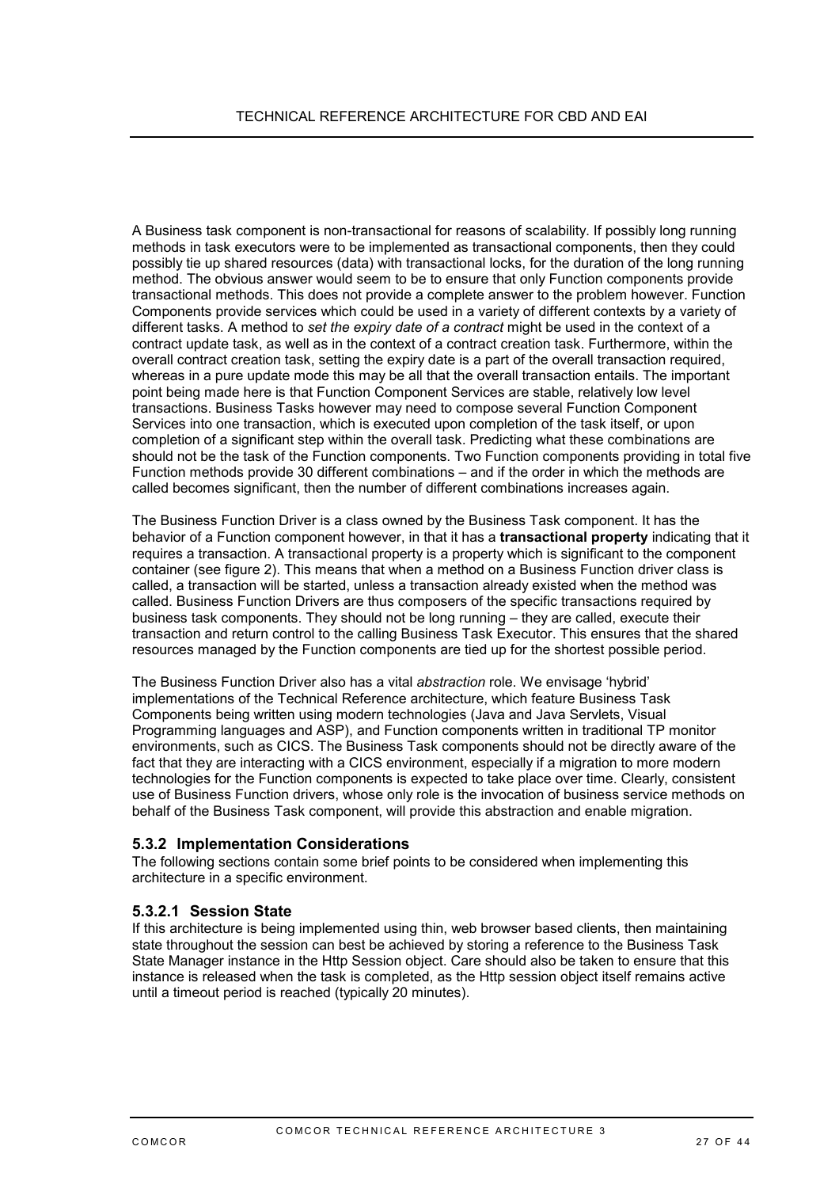A Business task component is non-transactional for reasons of scalability. If possibly long running methods in task executors were to be implemented as transactional components, then they could possibly tie up shared resources (data) with transactional locks, for the duration of the long running method. The obvious answer would seem to be to ensure that only Function components provide transactional methods. This does not provide a complete answer to the problem however. Function Components provide services which could be used in a variety of different contexts by a variety of different tasks. A method to *set the expiry date of a contract* might be used in the context of a contract update task, as well as in the context of a contract creation task. Furthermore, within the overall contract creation task, setting the expiry date is a part of the overall transaction required, whereas in a pure update mode this may be all that the overall transaction entails. The important point being made here is that Function Component Services are stable, relatively low level transactions. Business Tasks however may need to compose several Function Component Services into one transaction, which is executed upon completion of the task itself, or upon completion of a significant step within the overall task. Predicting what these combinations are should not be the task of the Function components. Two Function components providing in total five Function methods provide 30 different combinations – and if the order in which the methods are called becomes significant, then the number of different combinations increases again.

The Business Function Driver is a class owned by the Business Task component. It has the behavior of a Function component however, in that it has a **transactional property** indicating that it requires a transaction. A transactional property is a property which is significant to the component container (see figure 2). This means that when a method on a Business Function driver class is called, a transaction will be started, unless a transaction already existed when the method was called. Business Function Drivers are thus composers of the specific transactions required by business task components. They should not be long running – they are called, execute their transaction and return control to the calling Business Task Executor. This ensures that the shared resources managed by the Function components are tied up for the shortest possible period.

The Business Function Driver also has a vital *abstraction* role. We envisage 'hybrid' implementations of the Technical Reference architecture, which feature Business Task Components being written using modern technologies (Java and Java Servlets, Visual Programming languages and ASP), and Function components written in traditional TP monitor environments, such as CICS. The Business Task components should not be directly aware of the fact that they are interacting with a CICS environment, especially if a migration to more modern technologies for the Function components is expected to take place over time. Clearly, consistent use of Business Function drivers, whose only role is the invocation of business service methods on behalf of the Business Task component, will provide this abstraction and enable migration.

### 5.3.2 Implementation Considerations

The following sections contain some brief points to be considered when implementing this architecture in a specific environment.

#### 5.3.2.1 Session State

If this architecture is being implemented using thin, web browser based clients, then maintaining state throughout the session can best be achieved by storing a reference to the Business Task State Manager instance in the Http Session object. Care should also be taken to ensure that this instance is released when the task is completed, as the Http session object itself remains active until a timeout period is reached (typically 20 minutes).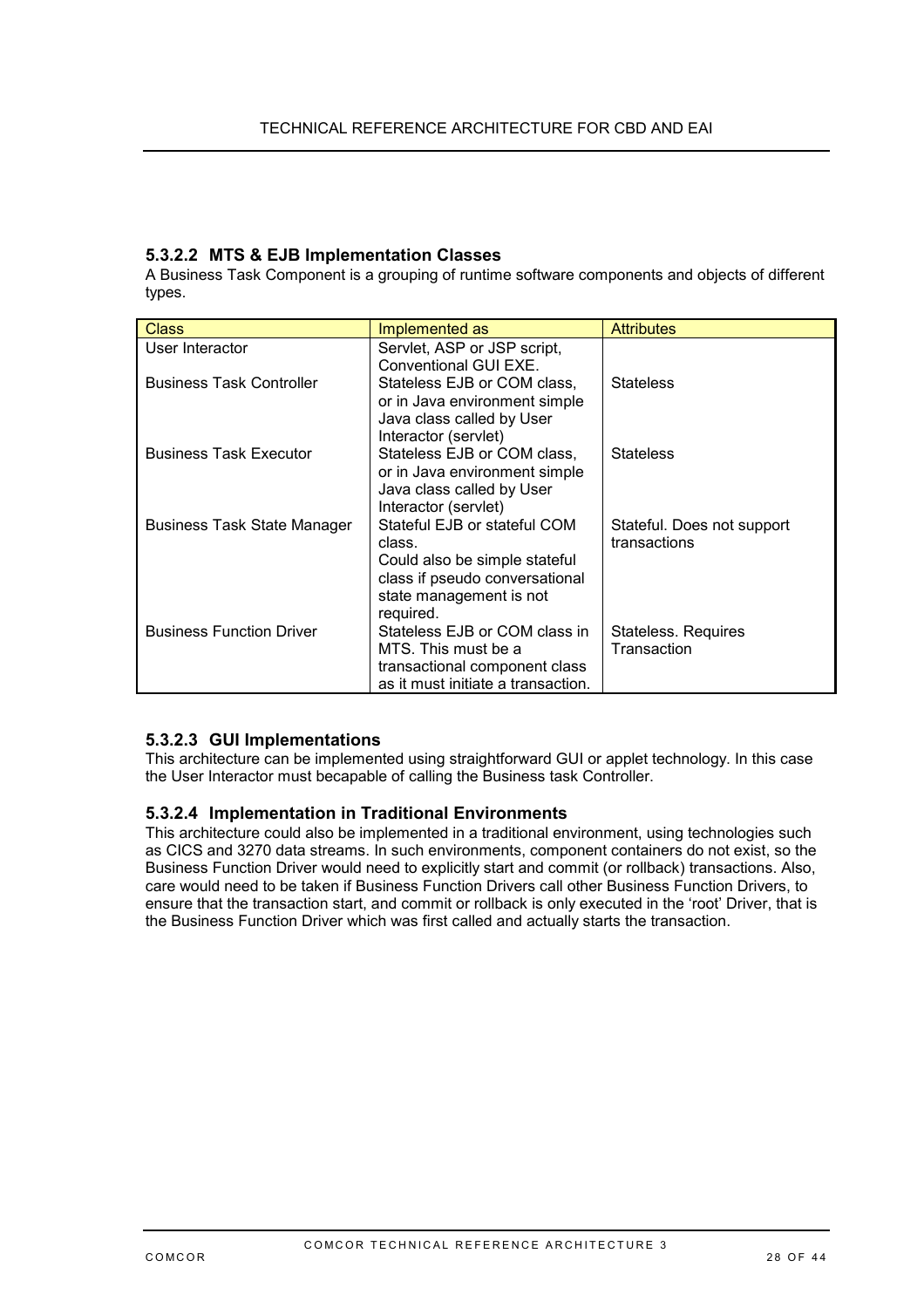#### 5.3.2.2 MTS & EJB Implementation Classes

A Business Task Component is a grouping of runtime software components and objects of different types.

| Class | Implemented as | Attributes |
|---|---|---|
| User Interactor | Servlet, ASP or JSP script, Conventional GUI EXE. | |
| Business Task Controller | Stateless EJB or COM class, or in Java environment simple Java class called by User Interactor (servlet) | Stateless |
| Business Task Executor | Stateless EJB or COM class, or in Java environment simple Java class called by User Interactor (servlet) | Stateless |
| Business Task State Manager | Stateful EJB or stateful COM class. Could also be simple stateful class if pseudo conversational state management is not required. | Stateful. Does not support transactions |
| Business Function Driver | Stateless EJB or COM class in MTS. This must be a transactional component class as it must initiate a transaction. | Stateless. Requires Transaction |

#### 5.3.2.3 GUI Implementations

This architecture can be implemented using straightforward GUI or applet technology. In this case the User Interactor must becapable of calling the Business task Controller.

#### 5.3.2.4 Implementation in Traditional Environments

This architecture could also be implemented in a traditional environment, using technologies such as CICS and 3270 data streams. In such environments, component containers do not exist, so the Business Function Driver would need to explicitly start and commit (or rollback) transactions. Also, care would need to be taken if Business Function Drivers call other Business Function Drivers, to ensure that the transaction start, and commit or rollback is only executed in the 'root' Driver, that is the Business Function Driver which was first called and actually starts the transaction.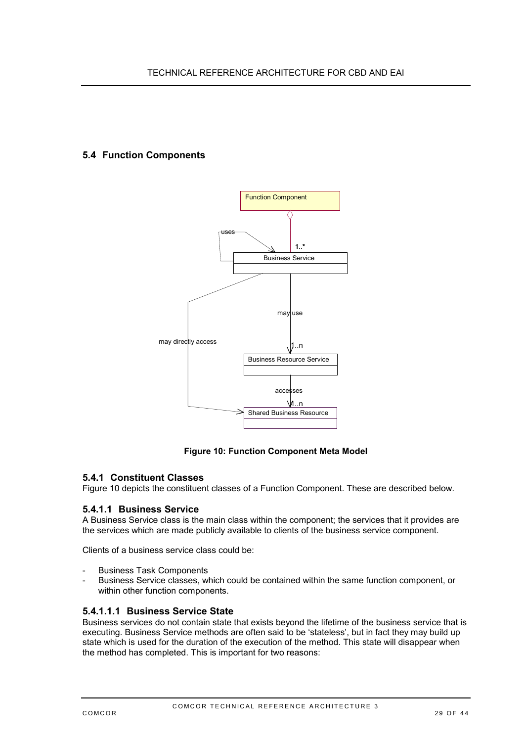## 5.4 Function Components

**Figure 10: Function Component Meta Model**

### 5.4.1 Constituent Classes

Figure 10 depicts the constituent classes of a Function Component. These are described below.

#### 5.4.1.1 Business Service

A Business Service class is the main class within the component; the services that it provides are the services which are made publicly available to clients of the business service component.

Clients of a business service class could be:

- Business Task Components
- Business Service classes, which could be contained within the same function component, or within other function components.

##### 5.4.1.1.1 Business Service State

Business services do not contain state that exists beyond the lifetime of the business service that is executing. Business Service methods are often said to be 'stateless', but in fact they may build up state which is used for the duration of the execution of the method. This state will disappear when the method has completed. This is important for two reasons: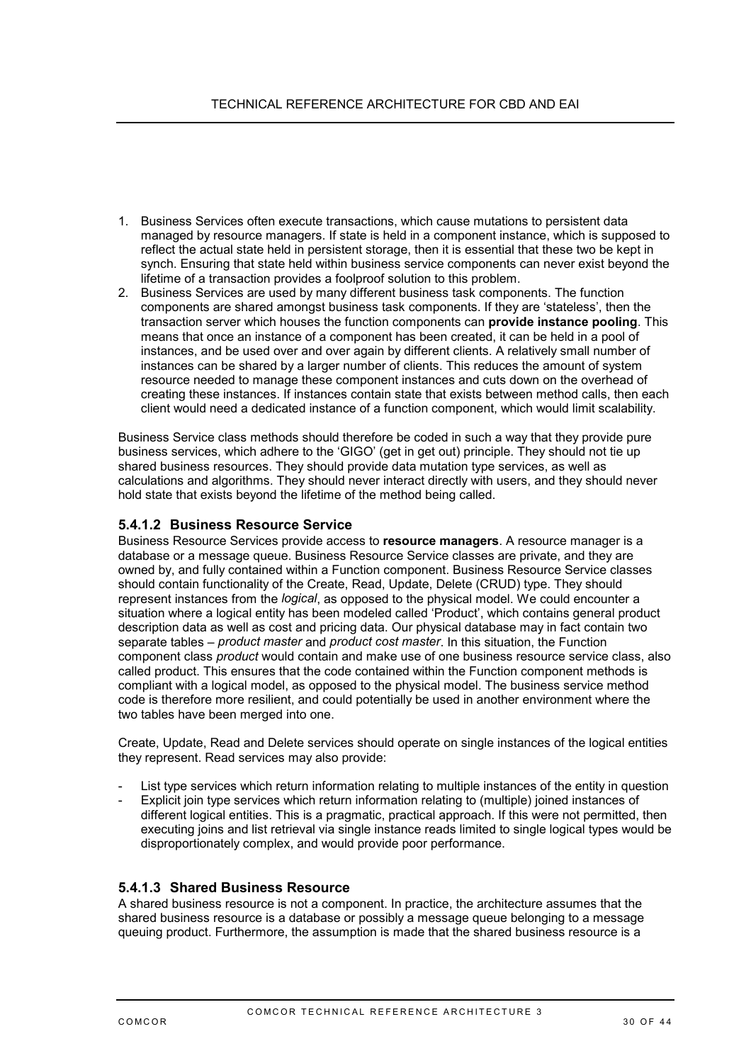1. Business Services often execute transactions, which cause mutations to persistent data managed by resource managers. If state is held in a component instance, which is supposed to reflect the actual state held in persistent storage, then it is essential that these two be kept in synch. Ensuring that state held within business service components can never exist beyond the lifetime of a transaction provides a foolproof solution to this problem.
2. Business Services are used by many different business task components. The function components are shared amongst business task components. If they are 'stateless', then the transaction server which houses the function components can **provide instance pooling**. This means that once an instance of a component has been created, it can be held in a pool of instances, and be used over and over again by different clients. A relatively small number of instances can be shared by a larger number of clients. This reduces the amount of system resource needed to manage these component instances and cuts down on the overhead of creating these instances. If instances contain state that exists between method calls, then each client would need a dedicated instance of a function component, which would limit scalability.

Business Service class methods should therefore be coded in such a way that they provide pure business services, which adhere to the 'GIGO' (get in get out) principle. They should not tie up shared business resources. They should provide data mutation type services, as well as calculations and algorithms. They should never interact directly with users, and they should never hold state that exists beyond the lifetime of the method being called.

### 5.4.1.2 Business Resource Service

Business Resource Services provide access to **resource managers**. A resource manager is a database or a message queue. Business Resource Service classes are private, and they are owned by, and fully contained within a Function component. Business Resource Service classes should contain functionality of the Create, Read, Update, Delete (CRUD) type. They should represent instances from the *logical*, as opposed to the physical model. We could encounter a situation where a logical entity has been modeled called 'Product', which contains general product description data as well as cost and pricing data. Our physical database may in fact contain two separate tables – *product master* and *product cost master*. In this situation, the Function component class *product* would contain and make use of one business resource service class, also called product. This ensures that the code contained within the Function component methods is compliant with a logical model, as opposed to the physical model. The business service method code is therefore more resilient, and could potentially be used in another environment where the two tables have been merged into one.

Create, Update, Read and Delete services should operate on single instances of the logical entities they represent. Read services may also provide:

- List type services which return information relating to multiple instances of the entity in question
- Explicit join type services which return information relating to (multiple) joined instances of different logical entities. This is a pragmatic, practical approach. If this were not permitted, then executing joins and list retrieval via single instance reads limited to single logical types would be disproportionately complex, and would provide poor performance.

### 5.4.1.3 Shared Business Resource

A shared business resource is not a component. In practice, the architecture assumes that the shared business resource is a database or possibly a message queue belonging to a message queuing product. Furthermore, the assumption is made that the shared business resource is a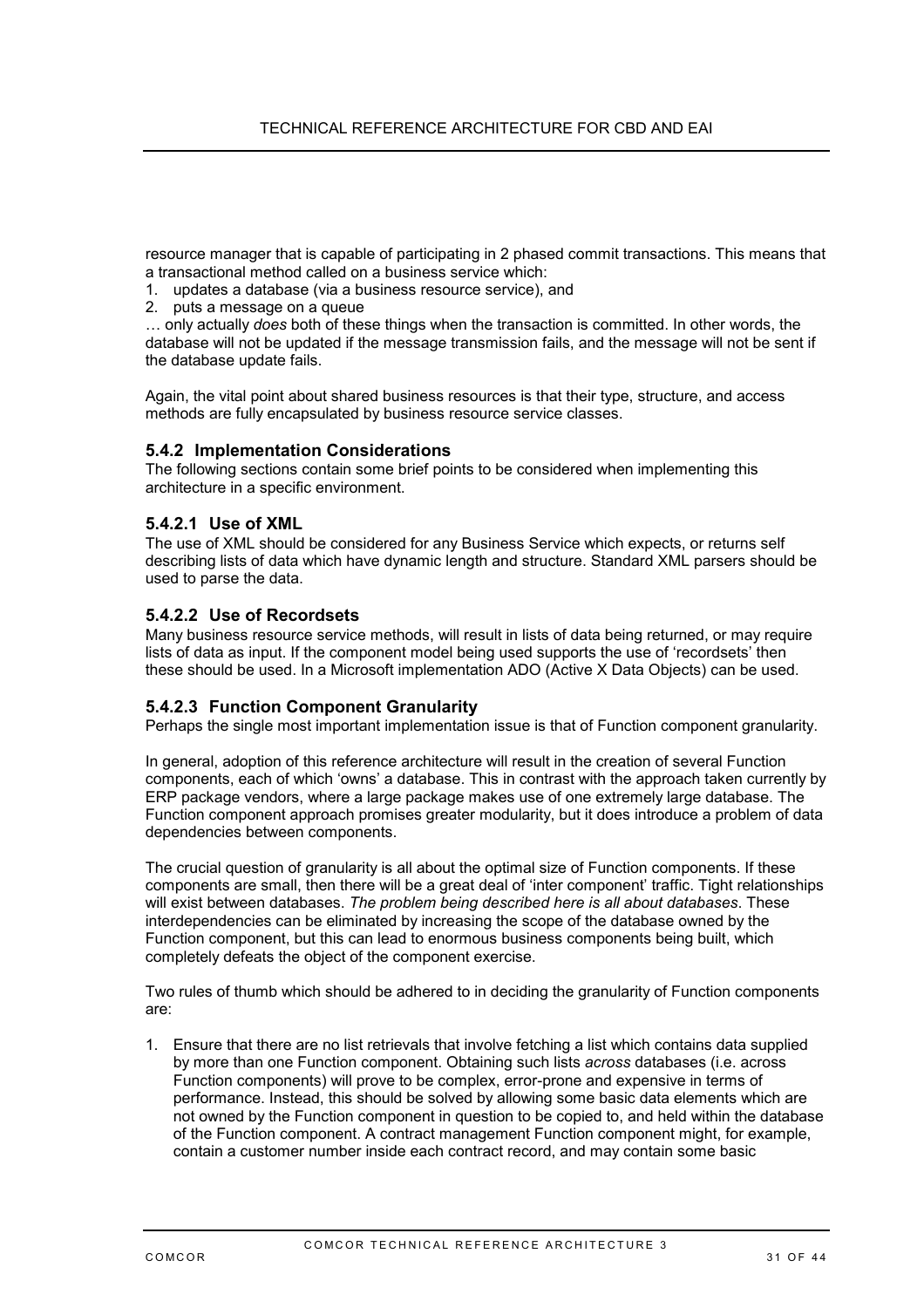resource manager that is capable of participating in 2 phased commit transactions. This means that a transactional method called on a business service which:

1. updates a database (via a business resource service), and
2. puts a message on a queue

… only actually *does* both of these things when the transaction is committed. In other words, the database will not be updated if the message transmission fails, and the message will not be sent if the database update fails.

Again, the vital point about shared business resources is that their type, structure, and access methods are fully encapsulated by business resource service classes.

### 5.4.2 Implementation Considerations

The following sections contain some brief points to be considered when implementing this architecture in a specific environment.

#### 5.4.2.1 Use of XML

The use of XML should be considered for any Business Service which expects, or returns self describing lists of data which have dynamic length and structure. Standard XML parsers should be used to parse the data.

#### 5.4.2.2 Use of Recordsets

Many business resource service methods, will result in lists of data being returned, or may require lists of data as input. If the component model being used supports the use of 'recordsets' then these should be used. In a Microsoft implementation ADO (Active X Data Objects) can be used.

#### 5.4.2.3 Function Component Granularity

Perhaps the single most important implementation issue is that of Function component granularity.

In general, adoption of this reference architecture will result in the creation of several Function components, each of which 'owns' a database. This in contrast with the approach taken currently by ERP package vendors, where a large package makes use of one extremely large database. The Function component approach promises greater modularity, but it does introduce a problem of data dependencies between components.

The crucial question of granularity is all about the optimal size of Function components. If these components are small, then there will be a great deal of 'inter component' traffic. Tight relationships will exist between databases. *The problem being described here is all about databases*. These interdependencies can be eliminated by increasing the scope of the database owned by the Function component, but this can lead to enormous business components being built, which completely defeats the object of the component exercise.

Two rules of thumb which should be adhered to in deciding the granularity of Function components are:

1. Ensure that there are no list retrievals that involve fetching a list which contains data supplied by more than one Function component. Obtaining such lists *across* databases (i.e. across Function components) will prove to be complex, error-prone and expensive in terms of performance. Instead, this should be solved by allowing some basic data elements which are not owned by the Function component in question to be copied to, and held within the database of the Function component. A contract management Function component might, for example, contain a customer number inside each contract record, and may contain some basic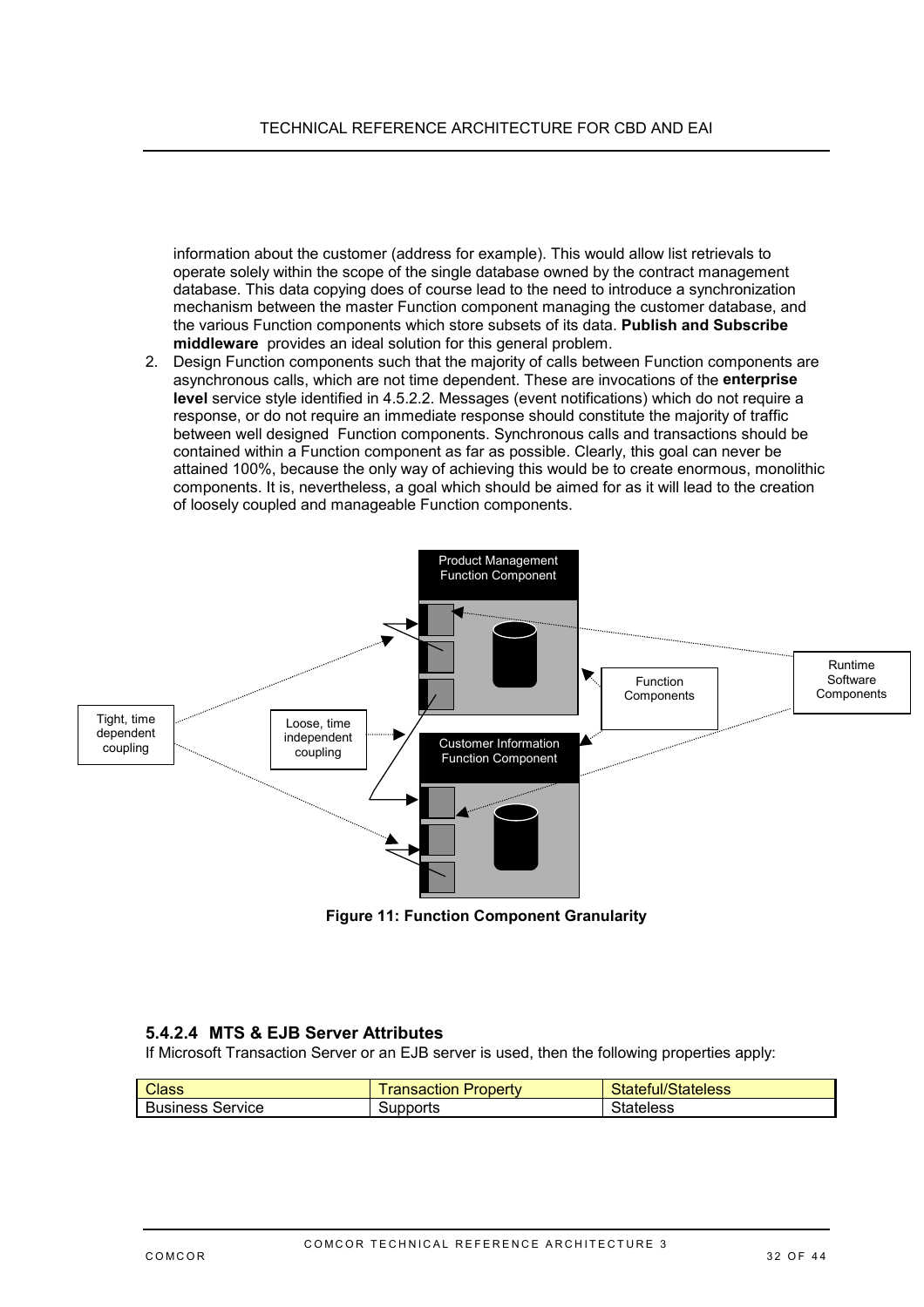information about the customer (address for example). This would allow list retrievals to operate solely within the scope of the single database owned by the contract management database. This data copying does of course lead to the need to introduce a synchronization mechanism between the master Function component managing the customer database, and the various Function components which store subsets of its data. **Publish and Subscribe middleware** provides an ideal solution for this general problem.

2. Design Function components such that the majority of calls between Function components are asynchronous calls, which are not time dependent. These are invocations of the **enterprise level** service style identified in 4.5.2.2. Messages (event notifications) which do not require a response, or do not require an immediate response should constitute the majority of traffic between well designed Function components. Synchronous calls and transactions should be contained within a Function component as far as possible. Clearly, this goal can never be attained 100%, because the only way of achieving this would be to create enormous, monolithic components. It is, nevertheless, a goal which should be aimed for as it will lead to the creation of loosely coupled and manageable Function components.

Product Management Function Component

Customer Information Function Component

Function Components

Runtime Software Components

Tight, time dependent coupling

Loose, time independent coupling

**Figure 11: Function Component Granularity**

#### 5.4.2.4 MTS & EJB Server Attributes

If Microsoft Transaction Server or an EJB server is used, then the following properties apply:

| Class | Transaction Property | Stateful/Stateless |
|---|---|---|
| Business Service | Supports | Stateless |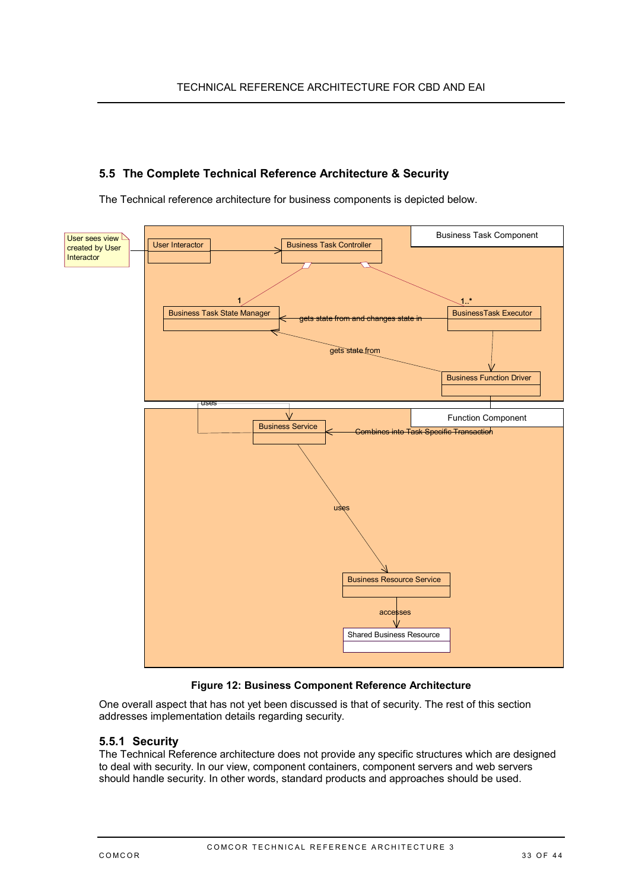## 5.5 The Complete Technical Reference Architecture & Security

The Technical reference architecture for business components is depicted below.

**Figure 12: Business Component Reference Architecture**

One overall aspect that has not yet been discussed is that of security. The rest of this section addresses implementation details regarding security.

### 5.5.1 Security

The Technical Reference architecture does not provide any specific structures which are designed to deal with security. In our view, component containers, component servers and web servers should handle security. In other words, standard products and approaches should be used.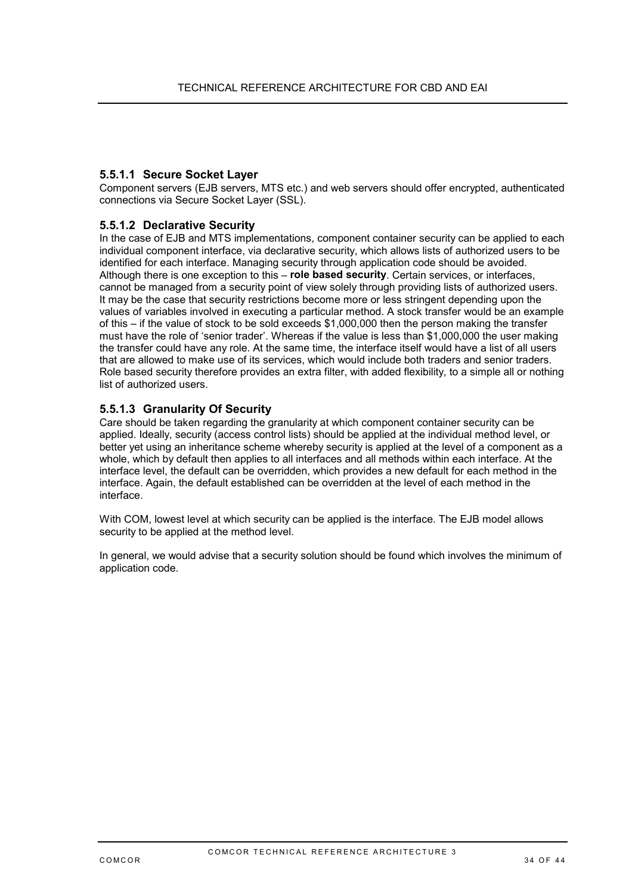#### 5.5.1.1 Secure Socket Layer

Component servers (EJB servers, MTS etc.) and web servers should offer encrypted, authenticated connections via Secure Socket Layer (SSL).

#### 5.5.1.2 Declarative Security

In the case of EJB and MTS implementations, component container security can be applied to each individual component interface, via declarative security, which allows lists of authorized users to be identified for each interface. Managing security through application code should be avoided. Although there is one exception to this – **role based security**. Certain services, or interfaces, cannot be managed from a security point of view solely through providing lists of authorized users. It may be the case that security restrictions become more or less stringent depending upon the values of variables involved in executing a particular method. A stock transfer would be an example of this – if the value of stock to be sold exceeds $1,000,000 then the person making the transfer must have the role of 'senior trader'. Whereas if the value is less than $1,000,000 the user making the transfer could have any role. At the same time, the interface itself would have a list of all users that are allowed to make use of its services, which would include both traders and senior traders. Role based security therefore provides an extra filter, with added flexibility, to a simple all or nothing list of authorized users.

#### 5.5.1.3 Granularity Of Security

Care should be taken regarding the granularity at which component container security can be applied. Ideally, security (access control lists) should be applied at the individual method level, or better yet using an inheritance scheme whereby security is applied at the level of a component as a whole, which by default then applies to all interfaces and all methods within each interface. At the interface level, the default can be overridden, which provides a new default for each method in the interface. Again, the default established can be overridden at the level of each method in the interface.

With COM, lowest level at which security can be applied is the interface. The EJB model allows security to be applied at the method level.

In general, we would advise that a security solution should be found which involves the minimum of application code.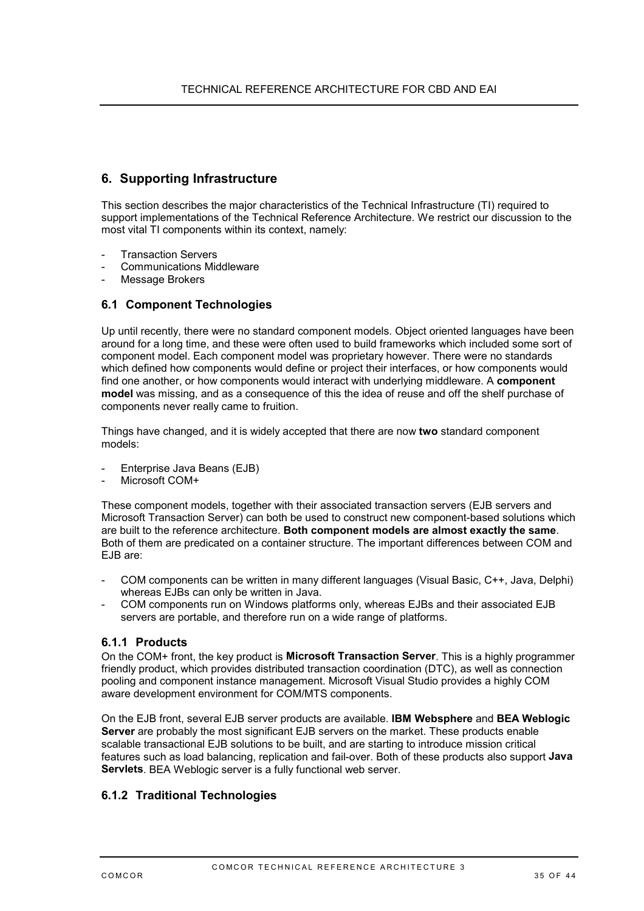## 6. Supporting Infrastructure

This section describes the major characteristics of the Technical Infrastructure (TI) required to support implementations of the Technical Reference Architecture. We restrict our discussion to the most vital TI components within its context, namely:

- Transaction Servers
- Communications Middleware
- Message Brokers

### 6.1 Component Technologies

Up until recently, there were no standard component models. Object oriented languages have been around for a long time, and these were often used to build frameworks which included some sort of component model. Each component model was proprietary however. There were no standards which defined how components would define or project their interfaces, or how components would find one another, or how components would interact with underlying middleware. A **component model** was missing, and as a consequence of this the idea of reuse and off the shelf purchase of components never really came to fruition.

Things have changed, and it is widely accepted that there are now **two** standard component models:

- Enterprise Java Beans (EJB)
- Microsoft COM+

These component models, together with their associated transaction servers (EJB servers and Microsoft Transaction Server) can both be used to construct new component-based solutions which are built to the reference architecture. **Both component models are almost exactly the same**. Both of them are predicated on a container structure. The important differences between COM and EJB are:

- COM components can be written in many different languages (Visual Basic, C++, Java, Delphi) whereas EJBs can only be written in Java.
- COM components run on Windows platforms only, whereas EJBs and their associated EJB servers are portable, and therefore run on a wide range of platforms.

#### 6.1.1 Products

On the COM+ front, the key product is **Microsoft Transaction Server**. This is a highly programmer friendly product, which provides distributed transaction coordination (DTC), as well as connection pooling and component instance management. Microsoft Visual Studio provides a highly COM aware development environment for COM/MTS components.

On the EJB front, several EJB server products are available. **IBM Websphere** and **BEA Weblogic Server** are probably the most significant EJB servers on the market. These products enable scalable transactional EJB solutions to be built, and are starting to introduce mission critical features such as load balancing, replication and fail-over. Both of these products also support **Java Servlets**. BEA Weblogic server is a fully functional web server.

#### 6.1.2 Traditional Technologies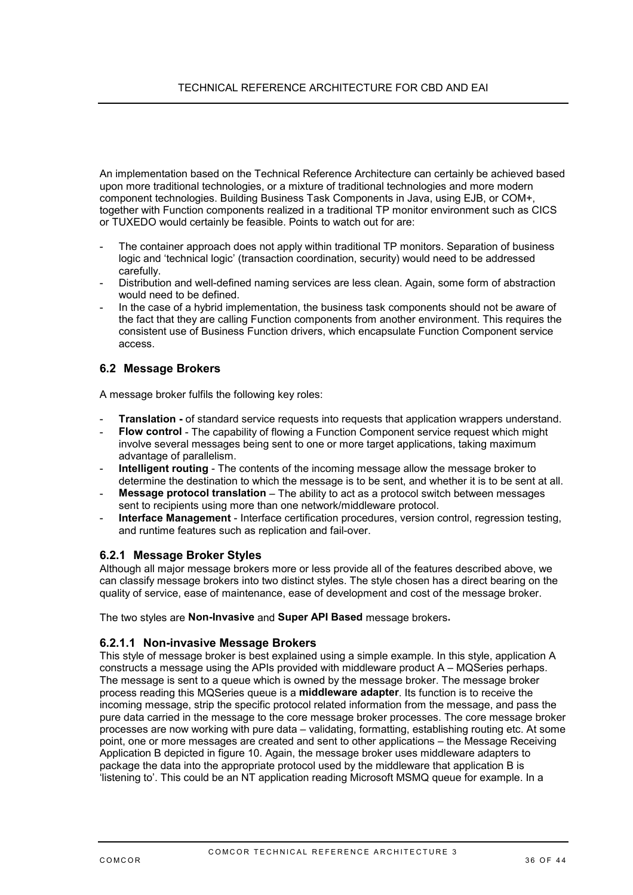An implementation based on the Technical Reference Architecture can certainly be achieved based upon more traditional technologies, or a mixture of traditional technologies and more modern component technologies. Building Business Task Components in Java, using EJB, or COM+, together with Function components realized in a traditional TP monitor environment such as CICS or TUXEDO would certainly be feasible. Points to watch out for are:

- The container approach does not apply within traditional TP monitors. Separation of business logic and 'technical logic' (transaction coordination, security) would need to be addressed carefully.
- Distribution and well-defined naming services are less clean. Again, some form of abstraction would need to be defined.
- In the case of a hybrid implementation, the business task components should not be aware of the fact that they are calling Function components from another environment. This requires the consistent use of Business Function drivers, which encapsulate Function Component service access.

## 6.2 Message Brokers

A message broker fulfils the following key roles:

- **Translation -** of standard service requests into requests that application wrappers understand.
- **Flow control** - The capability of flowing a Function Component service request which might involve several messages being sent to one or more target applications, taking maximum advantage of parallelism.
- **Intelligent routing** - The contents of the incoming message allow the message broker to determine the destination to which the message is to be sent, and whether it is to be sent at all.
- **Message protocol translation** – The ability to act as a protocol switch between messages sent to recipients using more than one network/middleware protocol.
- **Interface Management** - Interface certification procedures, version control, regression testing, and runtime features such as replication and fail-over.

### 6.2.1 Message Broker Styles

Although all major message brokers more or less provide all of the features described above, we can classify message brokers into two distinct styles. The style chosen has a direct bearing on the quality of service, ease of maintenance, ease of development and cost of the message broker.

The two styles are **Non-Invasive** and **Super API Based** message brokers**.**

#### 6.2.1.1 Non-invasive Message Brokers

This style of message broker is best explained using a simple example. In this style, application A constructs a message using the APIs provided with middleware product A – MQSeries perhaps. The message is sent to a queue which is owned by the message broker. The message broker process reading this MQSeries queue is a **middleware adapter**. Its function is to receive the incoming message, strip the specific protocol related information from the message, and pass the pure data carried in the message to the core message broker processes. The core message broker processes are now working with pure data – validating, formatting, establishing routing etc. At some point, one or more messages are created and sent to other applications – the Message Receiving Application B depicted in figure 10. Again, the message broker uses middleware adapters to package the data into the appropriate protocol used by the middleware that application B is 'listening to'. This could be an NT application reading Microsoft MSMQ queue for example. In a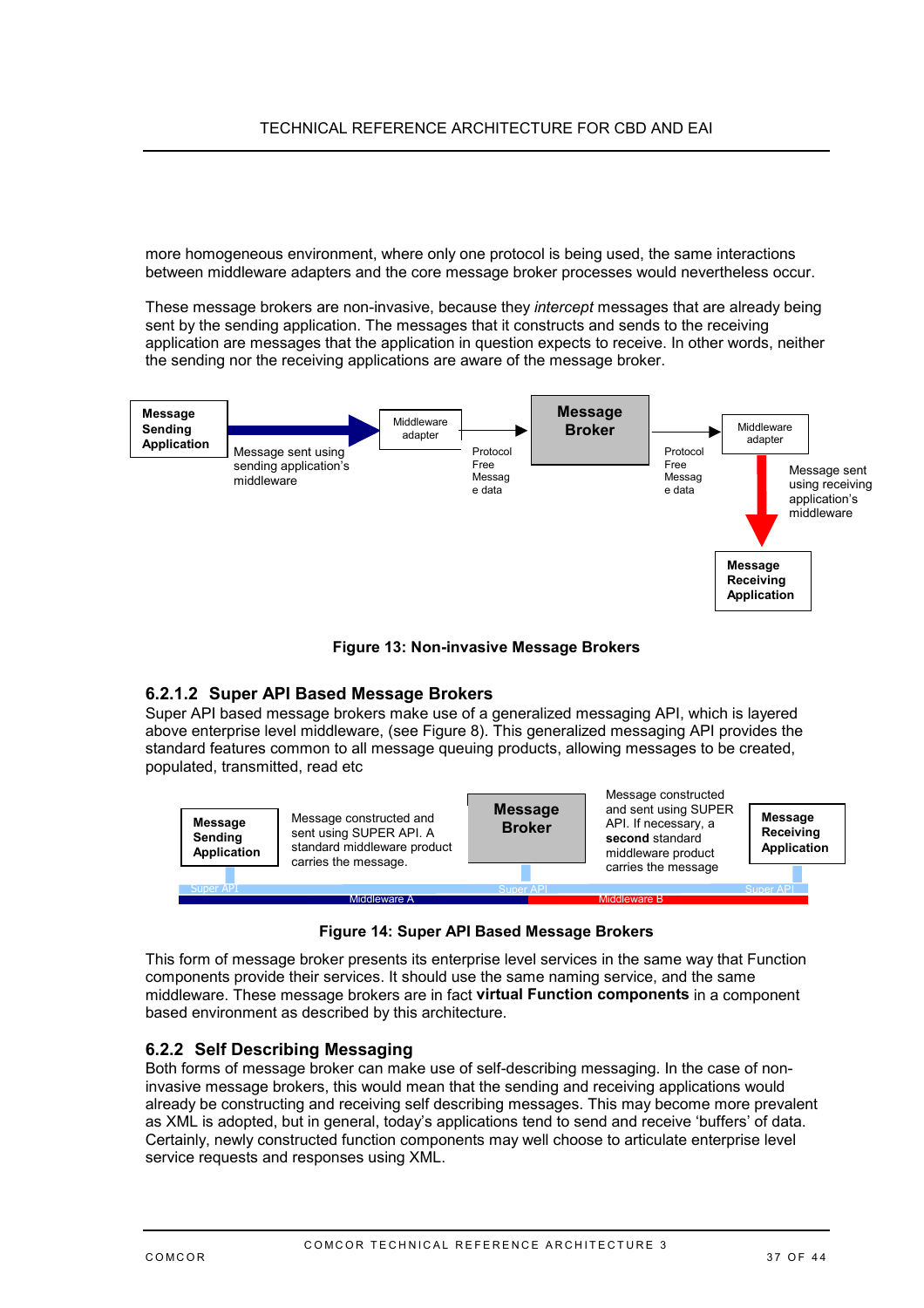more homogeneous environment, where only one protocol is being used, the same interactions between middleware adapters and the core message broker processes would nevertheless occur.

These message brokers are non-invasive, because they *intercept* messages that are already being sent by the sending application. The messages that it constructs and sends to the receiving application are messages that the application in question expects to receive. In other words, neither the sending nor the receiving applications are aware of the message broker.

**Message Sending Application** — Message sent using sending application's middleware → Middleware adapter → Protocol Free Message data → **Message Broker** → Protocol Free Message data → Middleware adapter → Message sent using receiving application's middleware → **Message Receiving Application**

**Figure 13: Non-invasive Message Brokers**

### 6.2.1.2 Super API Based Message Brokers

Super API based message brokers make use of a generalized messaging API, which is layered above enterprise level middleware, (see Figure 8). This generalized messaging API provides the standard features common to all message queuing products, allowing messages to be created, populated, transmitted, read etc

**Message Sending Application** — Message constructed and sent using SUPER API. A standard middleware product carries the message. — **Message Broker** — Message constructed and sent using SUPER API. If necessary, a **second** standard middleware product carries the message — **Message Receiving Application**

Super API | Middleware A | Super API | Middleware B | Super API

**Figure 14: Super API Based Message Brokers**

This form of message broker presents its enterprise level services in the same way that Function components provide their services. It should use the same naming service, and the same middleware. These message brokers are in fact **virtual Function components** in a component based environment as described by this architecture.

## 6.2.2 Self Describing Messaging

Both forms of message broker can make use of self-describing messaging. In the case of non-invasive message brokers, this would mean that the sending and receiving applications would already be constructing and receiving self describing messages. This may become more prevalent as XML is adopted, but in general, today's applications tend to send and receive 'buffers' of data. Certainly, newly constructed function components may well choose to articulate enterprise level service requests and responses using XML.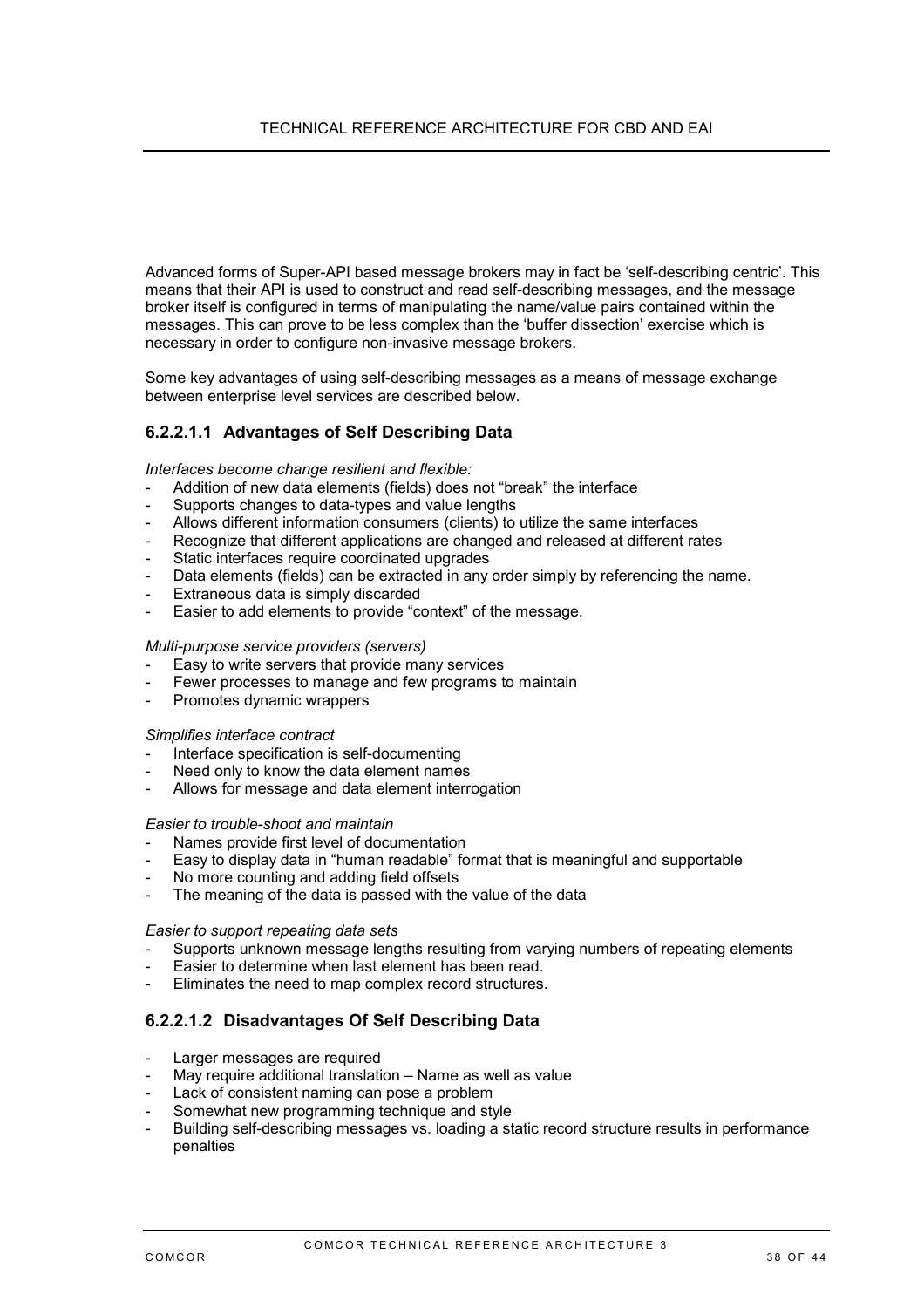Advanced forms of Super-API based message brokers may in fact be 'self-describing centric'. This means that their API is used to construct and read self-describing messages, and the message broker itself is configured in terms of manipulating the name/value pairs contained within the messages. This can prove to be less complex than the 'buffer dissection' exercise which is necessary in order to configure non-invasive message brokers.

Some key advantages of using self-describing messages as a means of message exchange between enterprise level services are described below.

### 6.2.2.1.1 Advantages of Self Describing Data

*Interfaces become change resilient and flexible:*

- Addition of new data elements (fields) does not "break" the interface
- Supports changes to data-types and value lengths
- Allows different information consumers (clients) to utilize the same interfaces
- Recognize that different applications are changed and released at different rates
- Static interfaces require coordinated upgrades
- Data elements (fields) can be extracted in any order simply by referencing the name.
- Extraneous data is simply discarded
- Easier to add elements to provide "context" of the message.

*Multi-purpose service providers (servers)*

- Easy to write servers that provide many services
- Fewer processes to manage and few programs to maintain
- Promotes dynamic wrappers

*Simplifies interface contract*

- Interface specification is self-documenting
- Need only to know the data element names
- Allows for message and data element interrogation

*Easier to trouble-shoot and maintain*

- Names provide first level of documentation
- Easy to display data in "human readable" format that is meaningful and supportable
- No more counting and adding field offsets
- The meaning of the data is passed with the value of the data

*Easier to support repeating data sets*

- Supports unknown message lengths resulting from varying numbers of repeating elements
- Easier to determine when last element has been read.
- Eliminates the need to map complex record structures.

### 6.2.2.1.2 Disadvantages Of Self Describing Data

- Larger messages are required
- May require additional translation – Name as well as value
- Lack of consistent naming can pose a problem
- Somewhat new programming technique and style
- Building self-describing messages vs. loading a static record structure results in performance penalties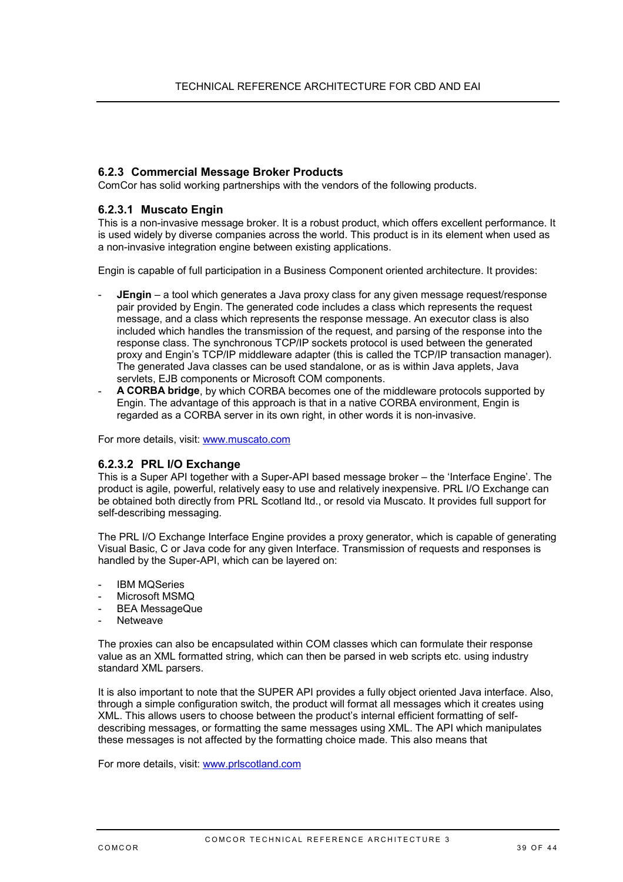### 6.2.3 Commercial Message Broker Products

ComCor has solid working partnerships with the vendors of the following products.

#### 6.2.3.1 Muscato Engin

This is a non-invasive message broker. It is a robust product, which offers excellent performance. It is used widely by diverse companies across the world. This product is in its element when used as a non-invasive integration engine between existing applications.

Engin is capable of full participation in a Business Component oriented architecture. It provides:

- **JEngin** – a tool which generates a Java proxy class for any given message request/response pair provided by Engin. The generated code includes a class which represents the request message, and a class which represents the response message. An executor class is also included which handles the transmission of the request, and parsing of the response into the response class. The synchronous TCP/IP sockets protocol is used between the generated proxy and Engin's TCP/IP middleware adapter (this is called the TCP/IP transaction manager). The generated Java classes can be used standalone, or as is within Java applets, Java servlets, EJB components or Microsoft COM components.
- **A CORBA bridge**, by which CORBA becomes one of the middleware protocols supported by Engin. The advantage of this approach is that in a native CORBA environment, Engin is regarded as a CORBA server in its own right, in other words it is non-invasive.

For more details, visit: www.muscato.com

#### 6.2.3.2 PRL I/O Exchange

This is a Super API together with a Super-API based message broker – the 'Interface Engine'. The product is agile, powerful, relatively easy to use and relatively inexpensive. PRL I/O Exchange can be obtained both directly from PRL Scotland ltd., or resold via Muscato. It provides full support for self-describing messaging.

The PRL I/O Exchange Interface Engine provides a proxy generator, which is capable of generating Visual Basic, C or Java code for any given Interface. Transmission of requests and responses is handled by the Super-API, which can be layered on:

- IBM MQSeries
- Microsoft MSMQ
- BEA MessageQue
- Netweave

The proxies can also be encapsulated within COM classes which can formulate their response value as an XML formatted string, which can then be parsed in web scripts etc. using industry standard XML parsers.

It is also important to note that the SUPER API provides a fully object oriented Java interface. Also, through a simple configuration switch, the product will format all messages which it creates using XML. This allows users to choose between the product's internal efficient formatting of self-describing messages, or formatting the same messages using XML. The API which manipulates these messages is not affected by the formatting choice made. This also means that

For more details, visit: www.prlscotland.com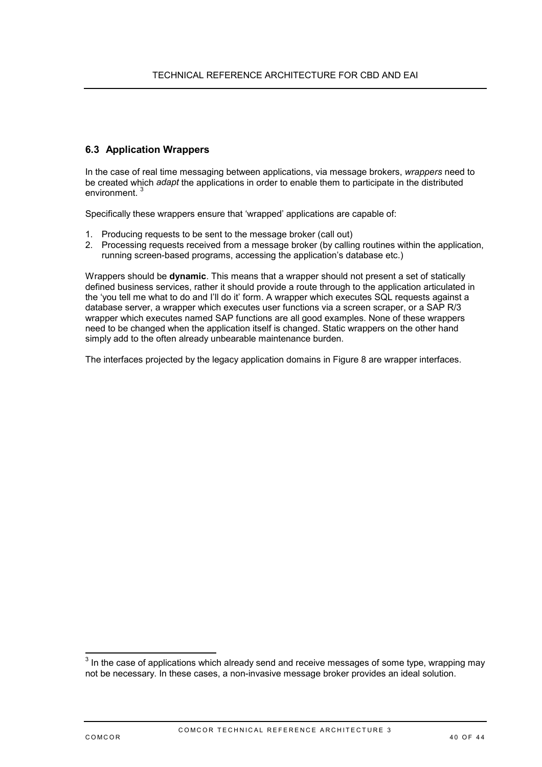## 6.3 Application Wrappers

In the case of real time messaging between applications, via message brokers, *wrappers* need to be created which *adapt* the applications in order to enable them to participate in the distributed environment. [3]

Specifically these wrappers ensure that 'wrapped' applications are capable of:

1. Producing requests to be sent to the message broker (call out)
2. Processing requests received from a message broker (by calling routines within the application, running screen-based programs, accessing the application's database etc.)

Wrappers should be **dynamic**. This means that a wrapper should not present a set of statically defined business services, rather it should provide a route through to the application articulated in the 'you tell me what to do and I'll do it' form. A wrapper which executes SQL requests against a database server, a wrapper which executes user functions via a screen scraper, or a SAP R/3 wrapper which executes named SAP functions are all good examples. None of these wrappers need to be changed when the application itself is changed. Static wrappers on the other hand simply add to the often already unbearable maintenance burden.

The interfaces projected by the legacy application domains in Figure 8 are wrapper interfaces.

---

[3] In the case of applications which already send and receive messages of some type, wrapping may not be necessary. In these cases, a non-invasive message broker provides an ideal solution.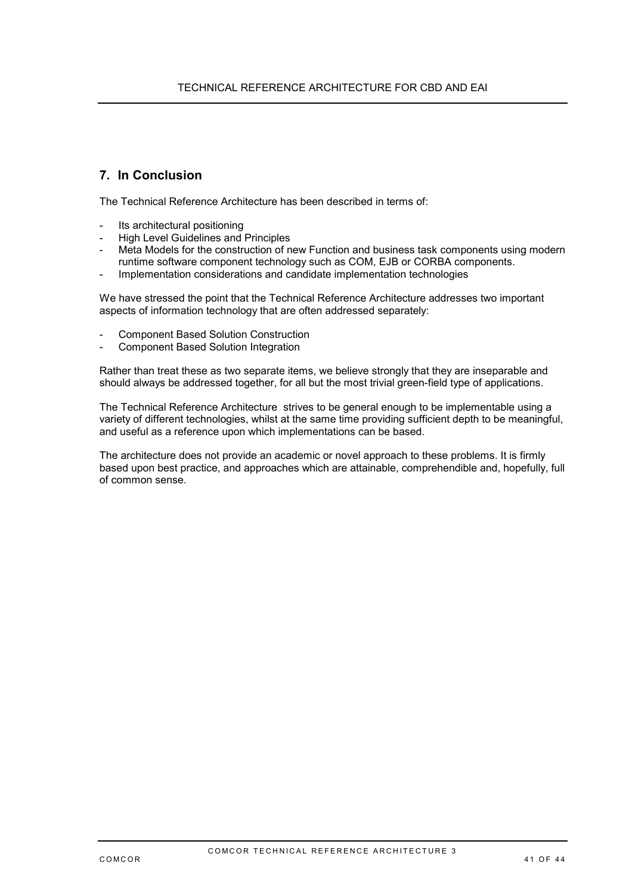## 7. In Conclusion

The Technical Reference Architecture has been described in terms of:

- Its architectural positioning
- High Level Guidelines and Principles
- Meta Models for the construction of new Function and business task components using modern runtime software component technology such as COM, EJB or CORBA components.
- Implementation considerations and candidate implementation technologies

We have stressed the point that the Technical Reference Architecture addresses two important aspects of information technology that are often addressed separately:

- Component Based Solution Construction
- Component Based Solution Integration

Rather than treat these as two separate items, we believe strongly that they are inseparable and should always be addressed together, for all but the most trivial green-field type of applications.

The Technical Reference Architecture strives to be general enough to be implementable using a variety of different technologies, whilst at the same time providing sufficient depth to be meaningful, and useful as a reference upon which implementations can be based.

The architecture does not provide an academic or novel approach to these problems. It is firmly based upon best practice, and approaches which are attainable, comprehendible and, hopefully, full of common sense.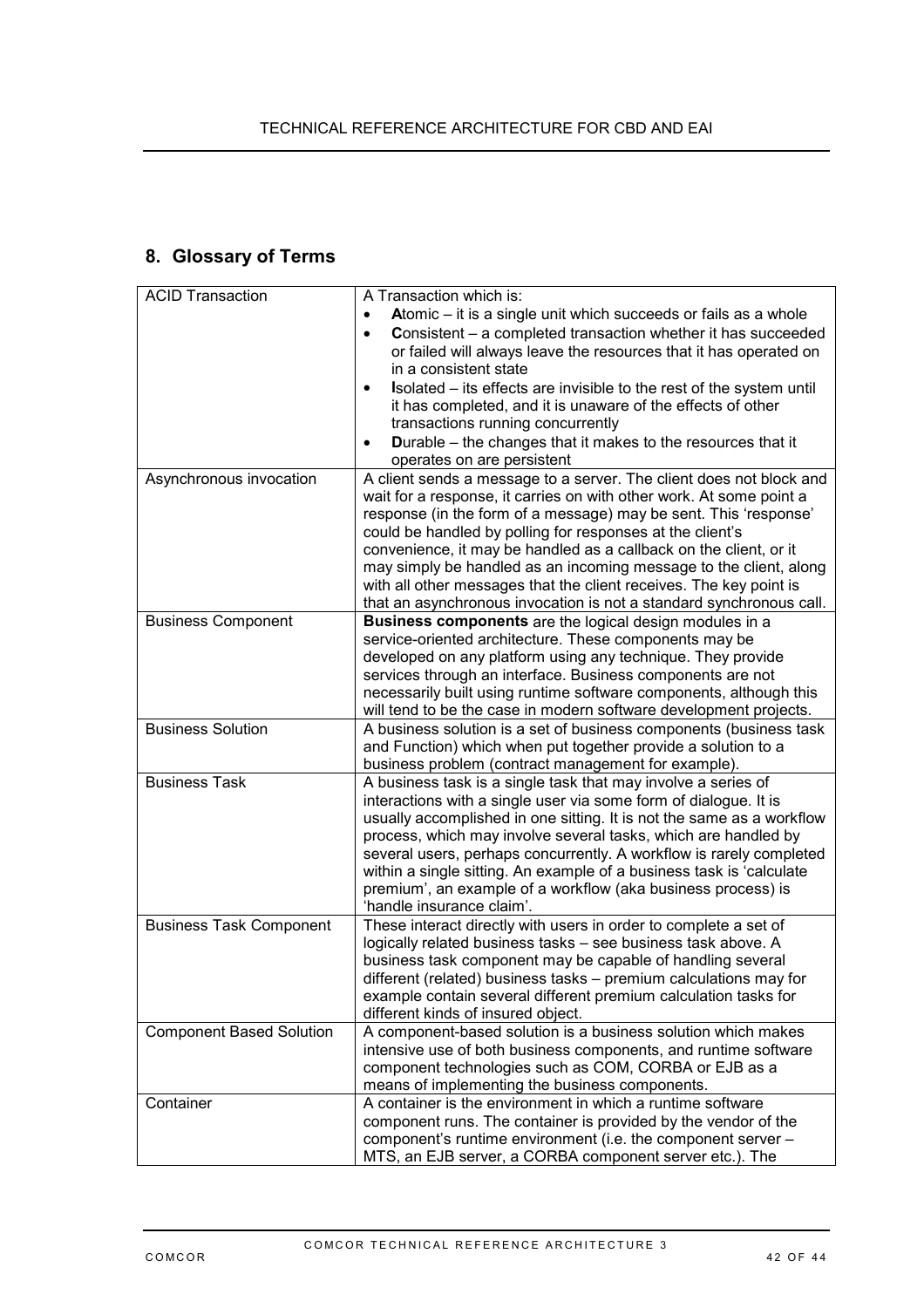## 8. Glossary of Terms

| Term | Definition |
|---|---|
| ACID Transaction | A Transaction which is:<br>• **A**tomic – it is a single unit which succeeds or fails as a whole<br>• **C**onsistent – a completed transaction whether it has succeeded or failed will always leave the resources that it has operated on in a consistent state<br>• **I**solated – its effects are invisible to the rest of the system until it has completed, and it is unaware of the effects of other transactions running concurrently<br>• **D**urable – the changes that it makes to the resources that it operates on are persistent |
| Asynchronous invocation | A client sends a message to a server. The client does not block and wait for a response, it carries on with other work. At some point a response (in the form of a message) may be sent. This 'response' could be handled by polling for responses at the client's convenience, it may be handled as a callback on the client, or it may simply be handled as an incoming message to the client, along with all other messages that the client receives. The key point is that an asynchronous invocation is not a standard synchronous call. |
| Business Component | **Business components** are the logical design modules in a service-oriented architecture. These components may be developed on any platform using any technique. They provide services through an interface. Business components are not necessarily built using runtime software components, although this will tend to be the case in modern software development projects. |
| Business Solution | A business solution is a set of business components (business task and Function) which when put together provide a solution to a business problem (contract management for example). |
| Business Task | A business task is a single task that may involve a series of interactions with a single user via some form of dialogue. It is usually accomplished in one sitting. It is not the same as a workflow process, which may involve several tasks, which are handled by several users, perhaps concurrently. A workflow is rarely completed within a single sitting. An example of a business task is 'calculate premium', an example of a workflow (aka business process) is 'handle insurance claim'. |
| Business Task Component | These interact directly with users in order to complete a set of logically related business tasks – see business task above. A business task component may be capable of handling several different (related) business tasks – premium calculations may for example contain several different premium calculation tasks for different kinds of insured object. |
| Component Based Solution | A component-based solution is a business solution which makes intensive use of both business components, and runtime software component technologies such as COM, CORBA or EJB as a means of implementing the business components. |
| Container | A container is the environment in which a runtime software component runs. The container is provided by the vendor of the component's runtime environment (i.e. the component server – MTS, an EJB server, a CORBA component server etc.). The |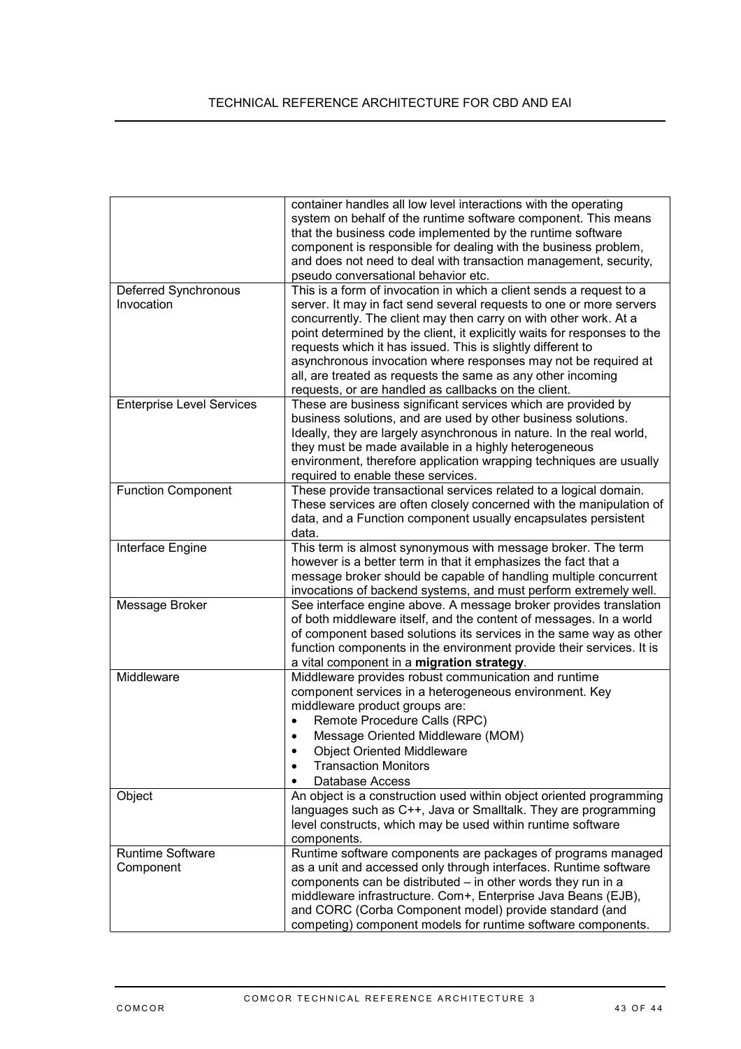| | |
|---|---|
| | container handles all low level interactions with the operating system on behalf of the runtime software component. This means that the business code implemented by the runtime software component is responsible for dealing with the business problem, and does not need to deal with transaction management, security, pseudo conversational behavior etc. |
| Deferred Synchronous Invocation | This is a form of invocation in which a client sends a request to a server. It may in fact send several requests to one or more servers concurrently. The client may then carry on with other work. At a point determined by the client, it explicitly waits for responses to the requests which it has issued. This is slightly different to asynchronous invocation where responses may not be required at all, are treated as requests the same as any other incoming requests, or are handled as callbacks on the client. |
| Enterprise Level Services | These are business significant services which are provided by business solutions, and are used by other business solutions. Ideally, they are largely asynchronous in nature. In the real world, they must be made available in a highly heterogeneous environment, therefore application wrapping techniques are usually required to enable these services. |
| Function Component | These provide transactional services related to a logical domain. These services are often closely concerned with the manipulation of data, and a Function component usually encapsulates persistent data. |
| Interface Engine | This term is almost synonymous with message broker. The term however is a better term in that it emphasizes the fact that a message broker should be capable of handling multiple concurrent invocations of backend systems, and must perform extremely well. |
| Message Broker | See interface engine above. A message broker provides translation of both middleware itself, and the content of messages. In a world of component based solutions its services in the same way as other function components in the environment provide their services. It is a vital component in a **migration strategy**. |
| Middleware | Middleware provides robust communication and runtime component services in a heterogeneous environment. Key middleware product groups are:<br>• Remote Procedure Calls (RPC)<br>• Message Oriented Middleware (MOM)<br>• Object Oriented Middleware<br>• Transaction Monitors<br>• Database Access |
| Object | An object is a construction used within object oriented programming languages such as C++, Java or Smalltalk. They are programming level constructs, which may be used within runtime software components. |
| Runtime Software Component | Runtime software components are packages of programs managed as a unit and accessed only through interfaces. Runtime software components can be distributed – in other words they run in a middleware infrastructure. Com+, Enterprise Java Beans (EJB), and CORC (Corba Component model) provide standard (and competing) component models for runtime software components. |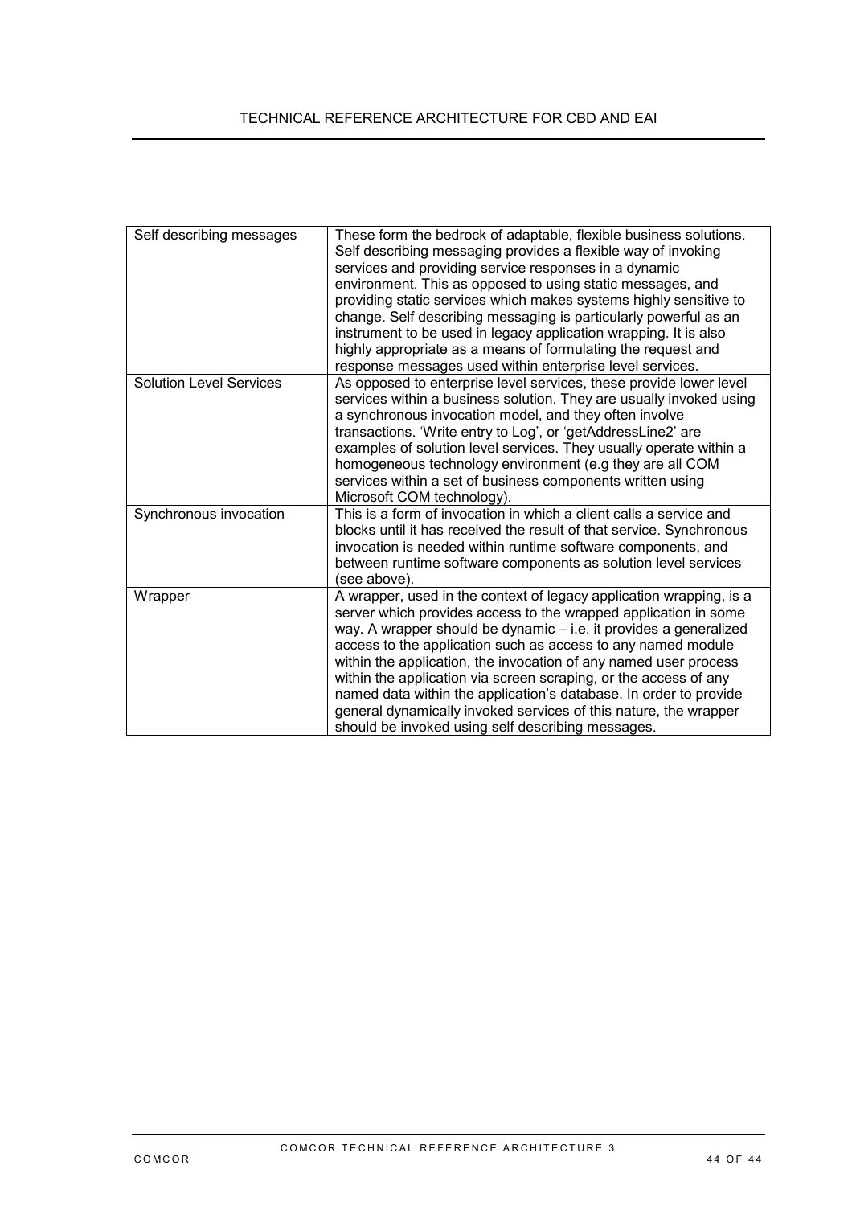| | |
|---|---|
| Self describing messages | These form the bedrock of adaptable, flexible business solutions. Self describing messaging provides a flexible way of invoking services and providing service responses in a dynamic environment. This as opposed to using static messages, and providing static services which makes systems highly sensitive to change. Self describing messaging is particularly powerful as an instrument to be used in legacy application wrapping. It is also highly appropriate as a means of formulating the request and response messages used within enterprise level services. |
| Solution Level Services | As opposed to enterprise level services, these provide lower level services within a business solution. They are usually invoked using a synchronous invocation model, and they often involve transactions. 'Write entry to Log', or 'getAddressLine2' are examples of solution level services. They usually operate within a homogeneous technology environment (e.g they are all COM services within a set of business components written using Microsoft COM technology). |
| Synchronous invocation | This is a form of invocation in which a client calls a service and blocks until it has received the result of that service. Synchronous invocation is needed within runtime software components, and between runtime software components as solution level services (see above). |
| Wrapper | A wrapper, used in the context of legacy application wrapping, is a server which provides access to the wrapped application in some way. A wrapper should be dynamic – i.e. it provides a generalized access to the application such as access to any named module within the application, the invocation of any named user process within the application via screen scraping, or the access of any named data within the application's database. In order to provide general dynamically invoked services of this nature, the wrapper should be invoked using self describing messages. |